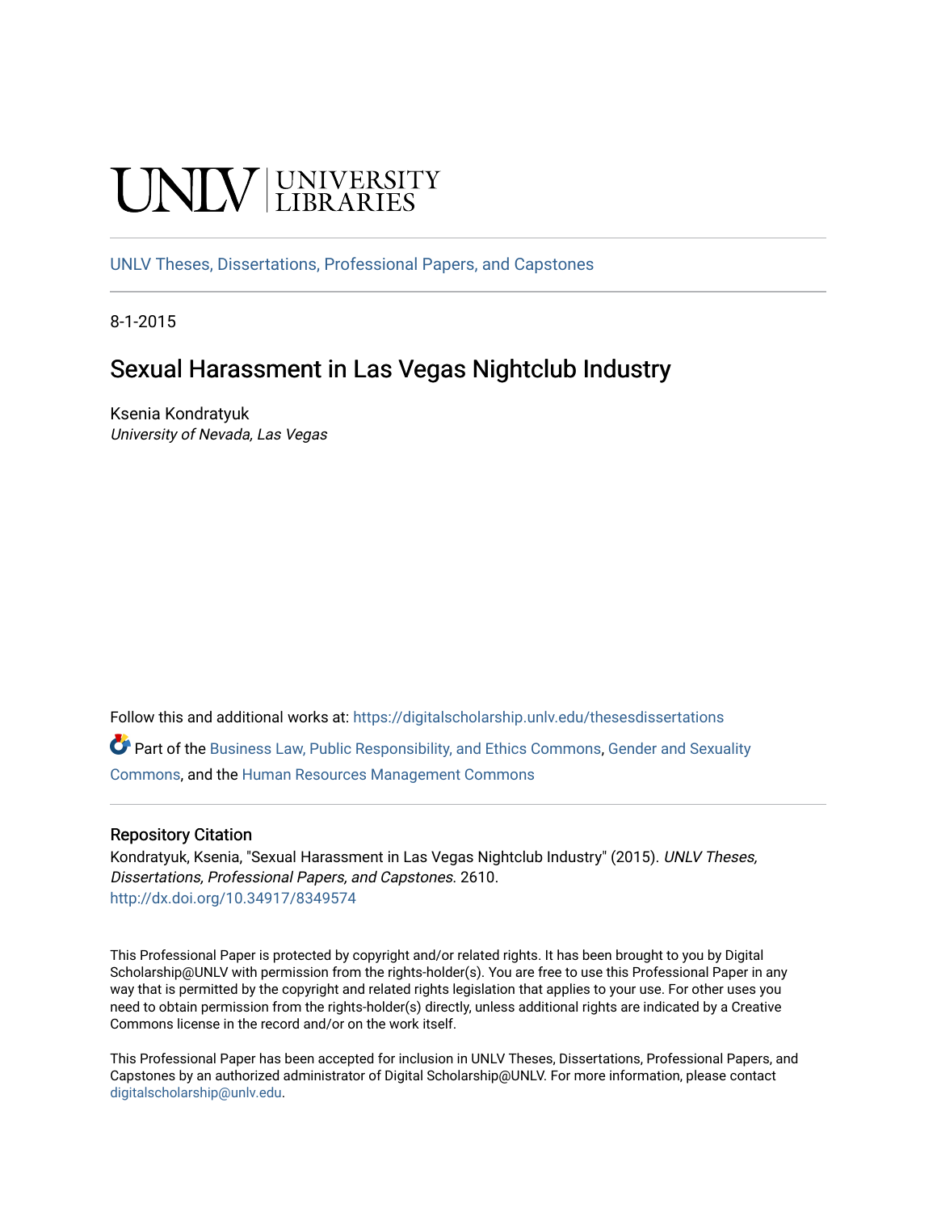UNLV | UNIVERSITY LIBRARIES

UNLV Theses, Dissertations, Professional Papers, and Capstones

8-1-2015

# Sexual Harassment in Las Vegas Nightclub Industry

Ksenia Kondratyuk
*University of Nevada, Las Vegas*

Follow this and additional works at: https://digitalscholarship.unlv.edu/thesesdissertations

Part of the Business Law, Public Responsibility, and Ethics Commons, Gender and Sexuality Commons, and the Human Resources Management Commons

## Repository Citation

Kondratyuk, Ksenia, "Sexual Harassment in Las Vegas Nightclub Industry" (2015). *UNLV Theses, Dissertations, Professional Papers, and Capstones*. 2610.
http://dx.doi.org/10.34917/8349574

This Professional Paper is protected by copyright and/or related rights. It has been brought to you by Digital Scholarship@UNLV with permission from the rights-holder(s). You are free to use this Professional Paper in any way that is permitted by the copyright and related rights legislation that applies to your use. For other uses you need to obtain permission from the rights-holder(s) directly, unless additional rights are indicated by a Creative Commons license in the record and/or on the work itself.

This Professional Paper has been accepted for inclusion in UNLV Theses, Dissertations, Professional Papers, and Capstones by an authorized administrator of Digital Scholarship@UNLV. For more information, please contact digitalscholarship@unlv.edu.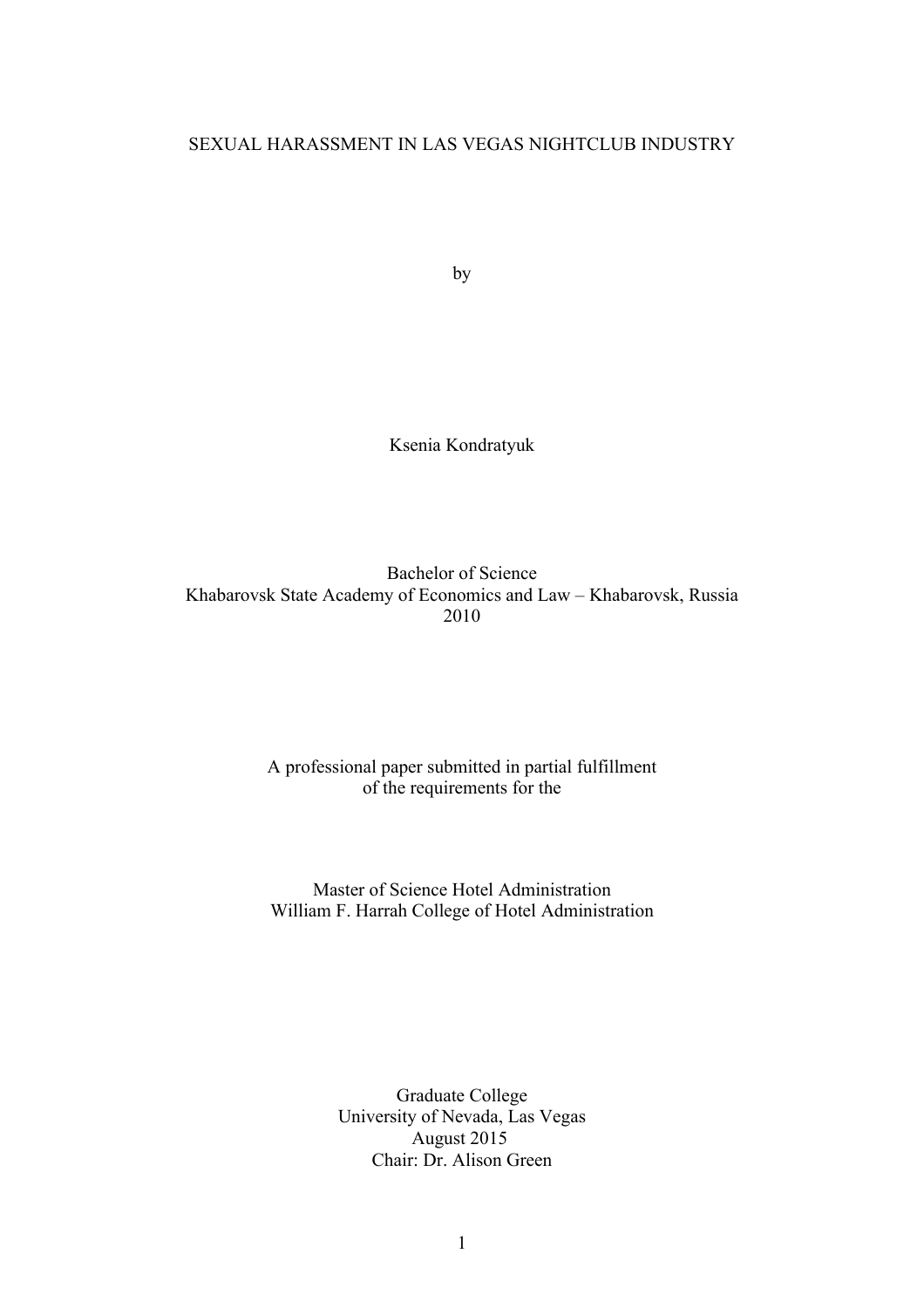# SEXUAL HARASSMENT IN LAS VEGAS NIGHTCLUB INDUSTRY

by

Ksenia Kondratyuk

Bachelor of Science
Khabarovsk State Academy of Economics and Law – Khabarovsk, Russia
2010

A professional paper submitted in partial fulfillment
of the requirements for the

Master of Science Hotel Administration
William F. Harrah College of Hotel Administration

Graduate College
University of Nevada, Las Vegas
August 2015
Chair: Dr. Alison Green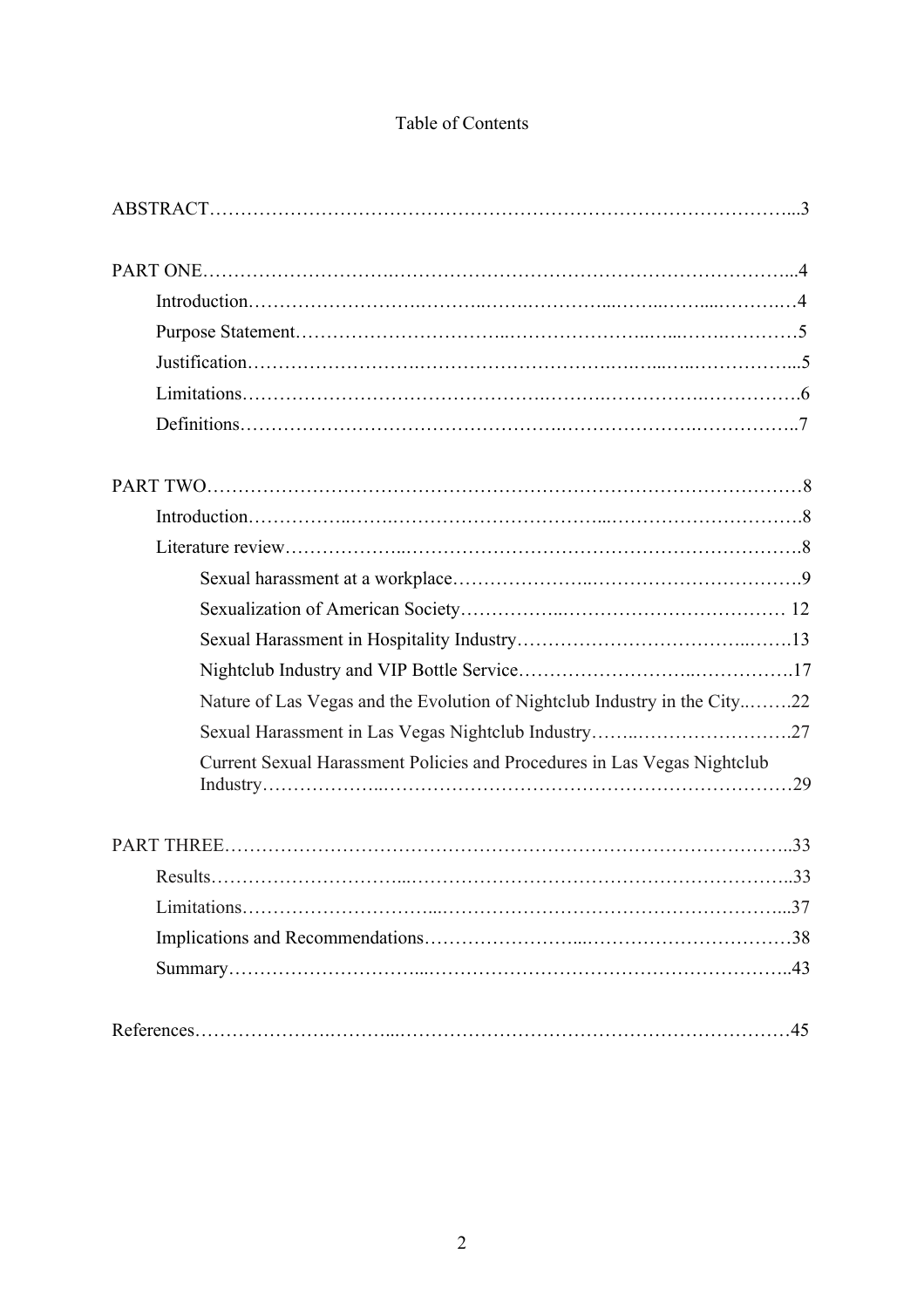# Table of Contents

ABSTRACT...3

PART ONE...4

- Introduction...4
- Purpose Statement...5
- Justification...5
- Limitations...6
- Definitions...7

PART TWO...8

- Introduction...8
- Literature review...8
  - Sexual harassment at a workplace...9
  - Sexualization of American Society... 12
  - Sexual Harassment in Hospitality Industry...13
  - Nightclub Industry and VIP Bottle Service...17
  - Nature of Las Vegas and the Evolution of Nightclub Industry in the City...22
  - Sexual Harassment in Las Vegas Nightclub Industry...27
  - Current Sexual Harassment Policies and Procedures in Las Vegas Nightclub Industry...29

PART THREE...33

- Results...33
- Limitations...37
- Implications and Recommendations...38
- Summary...43

References...45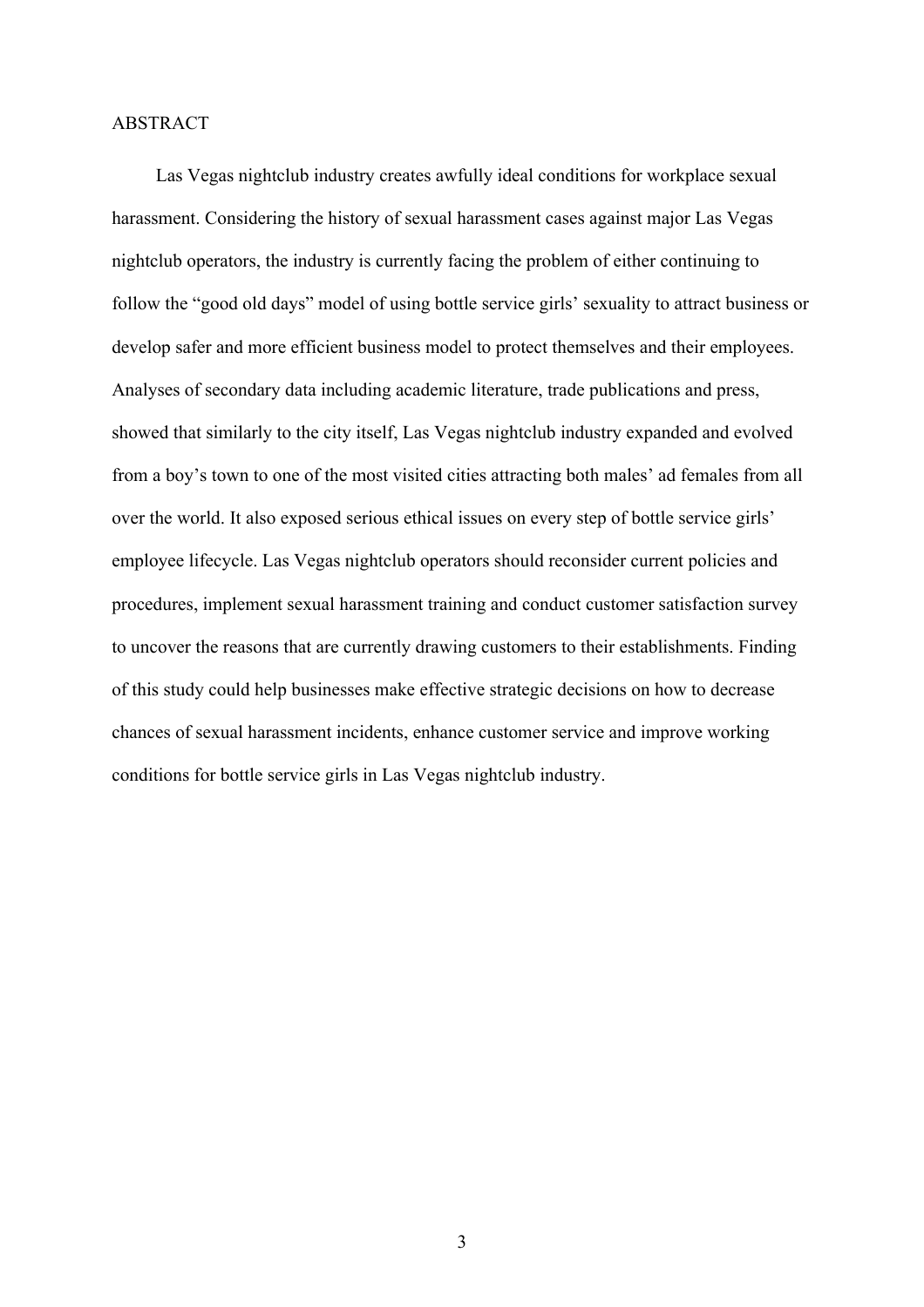# ABSTRACT

Las Vegas nightclub industry creates awfully ideal conditions for workplace sexual harassment. Considering the history of sexual harassment cases against major Las Vegas nightclub operators, the industry is currently facing the problem of either continuing to follow the "good old days" model of using bottle service girls' sexuality to attract business or develop safer and more efficient business model to protect themselves and their employees. Analyses of secondary data including academic literature, trade publications and press, showed that similarly to the city itself, Las Vegas nightclub industry expanded and evolved from a boy's town to one of the most visited cities attracting both males' ad females from all over the world. It also exposed serious ethical issues on every step of bottle service girls' employee lifecycle. Las Vegas nightclub operators should reconsider current policies and procedures, implement sexual harassment training and conduct customer satisfaction survey to uncover the reasons that are currently drawing customers to their establishments. Finding of this study could help businesses make effective strategic decisions on how to decrease chances of sexual harassment incidents, enhance customer service and improve working conditions for bottle service girls in Las Vegas nightclub industry.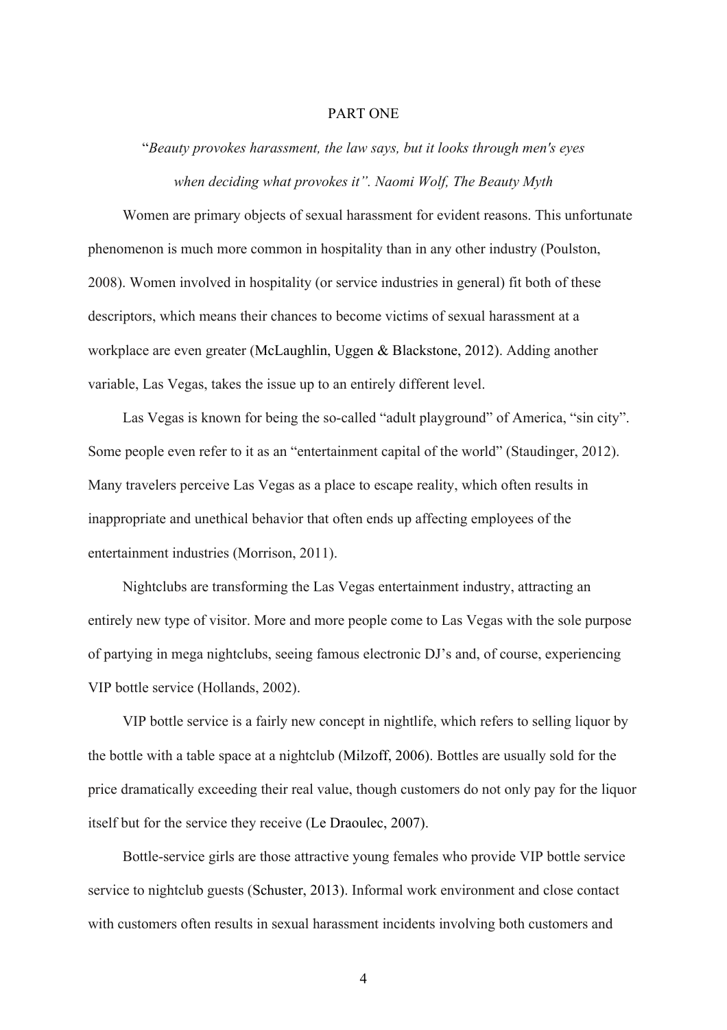# PART ONE

"*Beauty provokes harassment, the law says, but it looks through men's eyes when deciding what provokes it". Naomi Wolf, The Beauty Myth*

Women are primary objects of sexual harassment for evident reasons. This unfortunate phenomenon is much more common in hospitality than in any other industry (Poulston, 2008). Women involved in hospitality (or service industries in general) fit both of these descriptors, which means their chances to become victims of sexual harassment at a workplace are even greater (McLaughlin, Uggen & Blackstone, 2012). Adding another variable, Las Vegas, takes the issue up to an entirely different level.

Las Vegas is known for being the so-called "adult playground" of America, "sin city". Some people even refer to it as an "entertainment capital of the world" (Staudinger, 2012). Many travelers perceive Las Vegas as a place to escape reality, which often results in inappropriate and unethical behavior that often ends up affecting employees of the entertainment industries (Morrison, 2011).

Nightclubs are transforming the Las Vegas entertainment industry, attracting an entirely new type of visitor. More and more people come to Las Vegas with the sole purpose of partying in mega nightclubs, seeing famous electronic DJ's and, of course, experiencing VIP bottle service (Hollands, 2002).

VIP bottle service is a fairly new concept in nightlife, which refers to selling liquor by the bottle with a table space at a nightclub (Milzoff, 2006). Bottles are usually sold for the price dramatically exceeding their real value, though customers do not only pay for the liquor itself but for the service they receive (Le Draoulec, 2007).

Bottle-service girls are those attractive young females who provide VIP bottle service service to nightclub guests (Schuster, 2013). Informal work environment and close contact with customers often results in sexual harassment incidents involving both customers and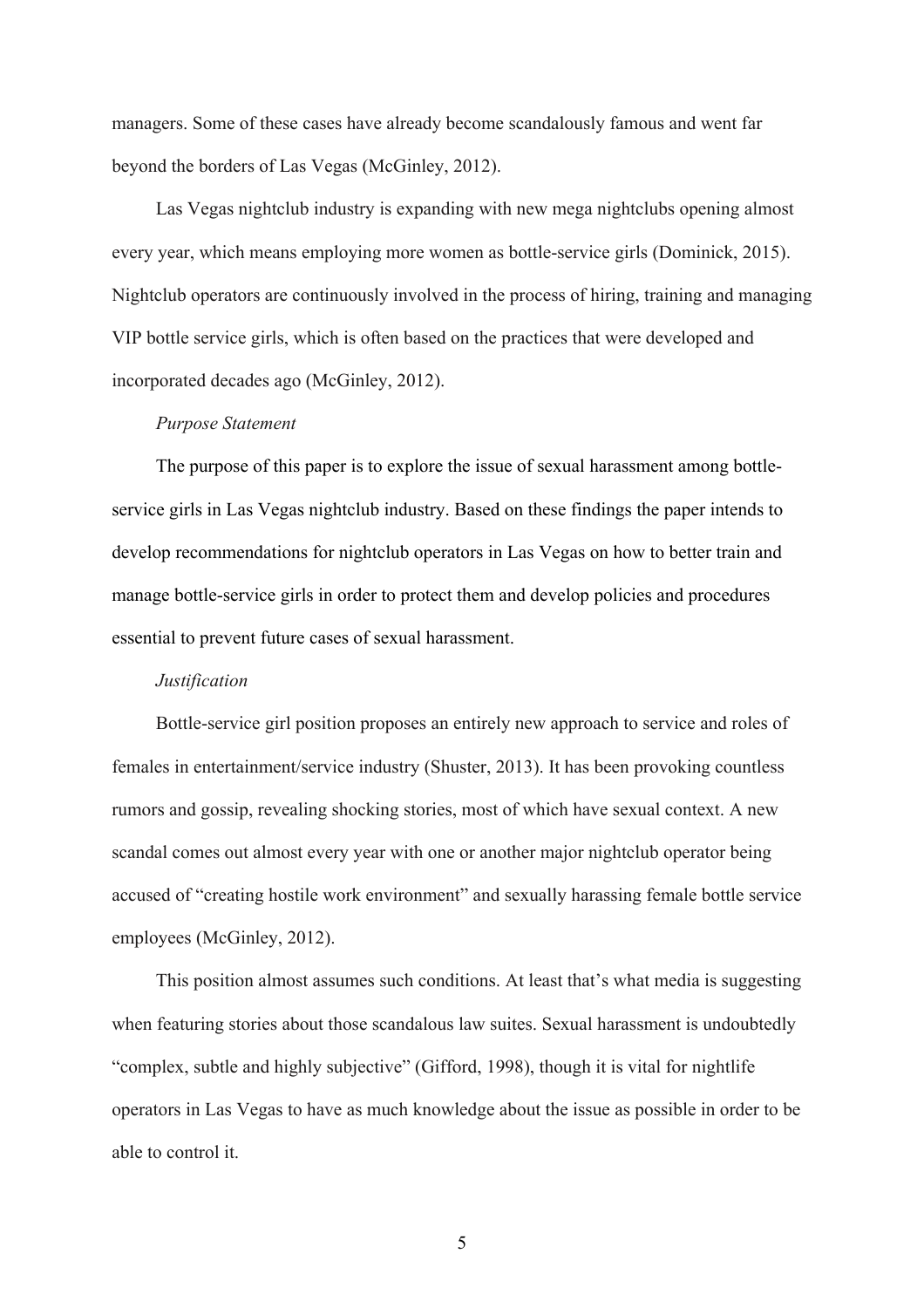managers. Some of these cases have already become scandalously famous and went far beyond the borders of Las Vegas (McGinley, 2012).

Las Vegas nightclub industry is expanding with new mega nightclubs opening almost every year, which means employing more women as bottle-service girls (Dominick, 2015). Nightclub operators are continuously involved in the process of hiring, training and managing VIP bottle service girls, which is often based on the practices that were developed and incorporated decades ago (McGinley, 2012).

*Purpose Statement*

The purpose of this paper is to explore the issue of sexual harassment among bottle-service girls in Las Vegas nightclub industry. Based on these findings the paper intends to develop recommendations for nightclub operators in Las Vegas on how to better train and manage bottle-service girls in order to protect them and develop policies and procedures essential to prevent future cases of sexual harassment.

*Justification*

Bottle-service girl position proposes an entirely new approach to service and roles of females in entertainment/service industry (Shuster, 2013). It has been provoking countless rumors and gossip, revealing shocking stories, most of which have sexual context. A new scandal comes out almost every year with one or another major nightclub operator being accused of "creating hostile work environment" and sexually harassing female bottle service employees (McGinley, 2012).

This position almost assumes such conditions. At least that's what media is suggesting when featuring stories about those scandalous law suites. Sexual harassment is undoubtedly "complex, subtle and highly subjective" (Gifford, 1998), though it is vital for nightlife operators in Las Vegas to have as much knowledge about the issue as possible in order to be able to control it.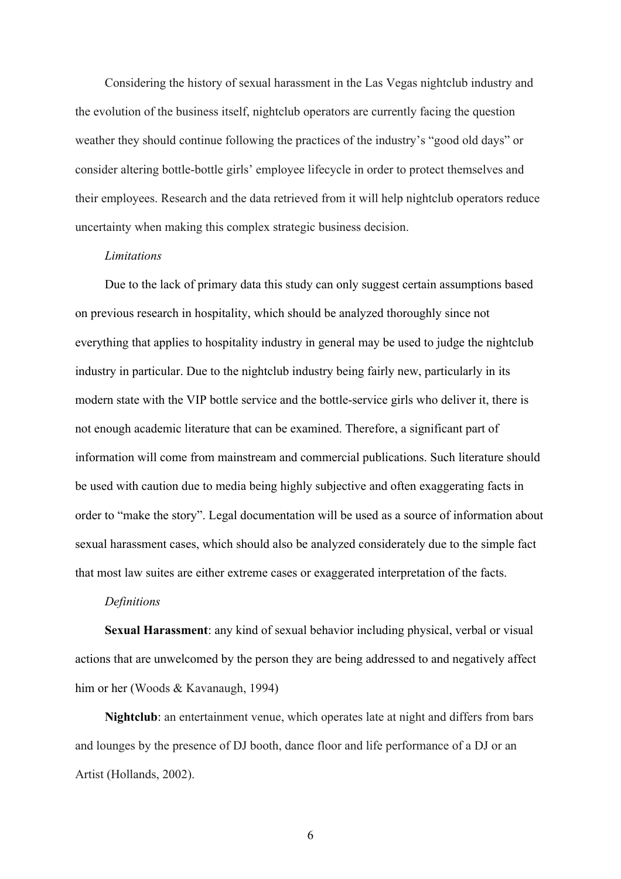Considering the history of sexual harassment in the Las Vegas nightclub industry and the evolution of the business itself, nightclub operators are currently facing the question weather they should continue following the practices of the industry's "good old days" or consider altering bottle-bottle girls' employee lifecycle in order to protect themselves and their employees. Research and the data retrieved from it will help nightclub operators reduce uncertainty when making this complex strategic business decision.

*Limitations*

Due to the lack of primary data this study can only suggest certain assumptions based on previous research in hospitality, which should be analyzed thoroughly since not everything that applies to hospitality industry in general may be used to judge the nightclub industry in particular. Due to the nightclub industry being fairly new, particularly in its modern state with the VIP bottle service and the bottle-service girls who deliver it, there is not enough academic literature that can be examined. Therefore, a significant part of information will come from mainstream and commercial publications. Such literature should be used with caution due to media being highly subjective and often exaggerating facts in order to "make the story". Legal documentation will be used as a source of information about sexual harassment cases, which should also be analyzed considerately due to the simple fact that most law suites are either extreme cases or exaggerated interpretation of the facts.

*Definitions*

**Sexual Harassment**: any kind of sexual behavior including physical, verbal or visual actions that are unwelcomed by the person they are being addressed to and negatively affect him or her (Woods & Kavanaugh, 1994)

**Nightclub**: an entertainment venue, which operates late at night and differs from bars and lounges by the presence of DJ booth, dance floor and life performance of a DJ or an Artist (Hollands, 2002).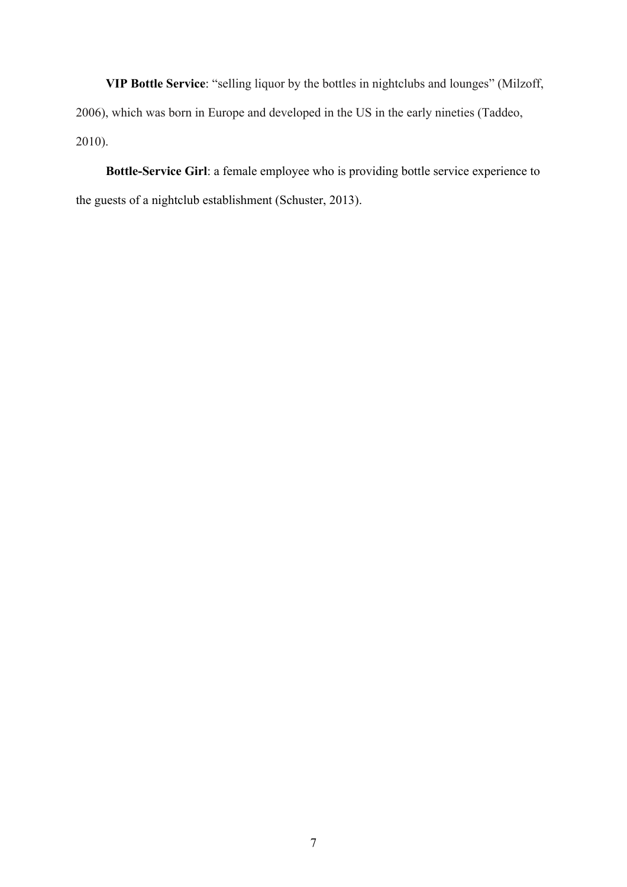**VIP Bottle Service**: "selling liquor by the bottles in nightclubs and lounges" (Milzoff, 2006), which was born in Europe and developed in the US in the early nineties (Taddeo, 2010).

**Bottle-Service Girl**: a female employee who is providing bottle service experience to the guests of a nightclub establishment (Schuster, 2013).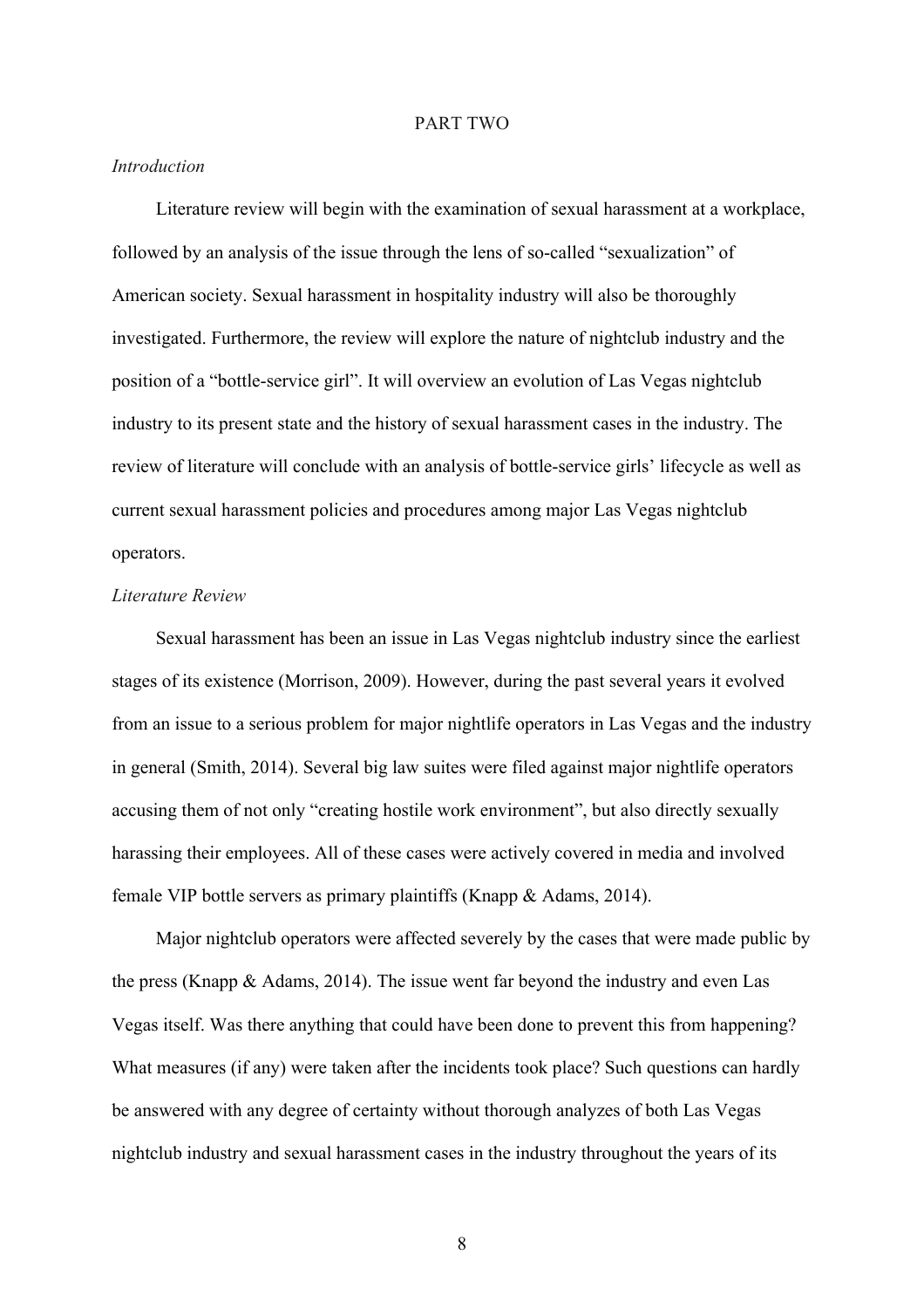# PART TWO

### *Introduction*

Literature review will begin with the examination of sexual harassment at a workplace, followed by an analysis of the issue through the lens of so-called "sexualization" of American society. Sexual harassment in hospitality industry will also be thoroughly investigated. Furthermore, the review will explore the nature of nightclub industry and the position of a "bottle-service girl". It will overview an evolution of Las Vegas nightclub industry to its present state and the history of sexual harassment cases in the industry. The review of literature will conclude with an analysis of bottle-service girls' lifecycle as well as current sexual harassment policies and procedures among major Las Vegas nightclub operators.

### *Literature Review*

Sexual harassment has been an issue in Las Vegas nightclub industry since the earliest stages of its existence (Morrison, 2009). However, during the past several years it evolved from an issue to a serious problem for major nightlife operators in Las Vegas and the industry in general (Smith, 2014). Several big law suites were filed against major nightlife operators accusing them of not only "creating hostile work environment", but also directly sexually harassing their employees. All of these cases were actively covered in media and involved female VIP bottle servers as primary plaintiffs (Knapp & Adams, 2014).

Major nightclub operators were affected severely by the cases that were made public by the press (Knapp & Adams, 2014). The issue went far beyond the industry and even Las Vegas itself. Was there anything that could have been done to prevent this from happening? What measures (if any) were taken after the incidents took place? Such questions can hardly be answered with any degree of certainty without thorough analyzes of both Las Vegas nightclub industry and sexual harassment cases in the industry throughout the years of its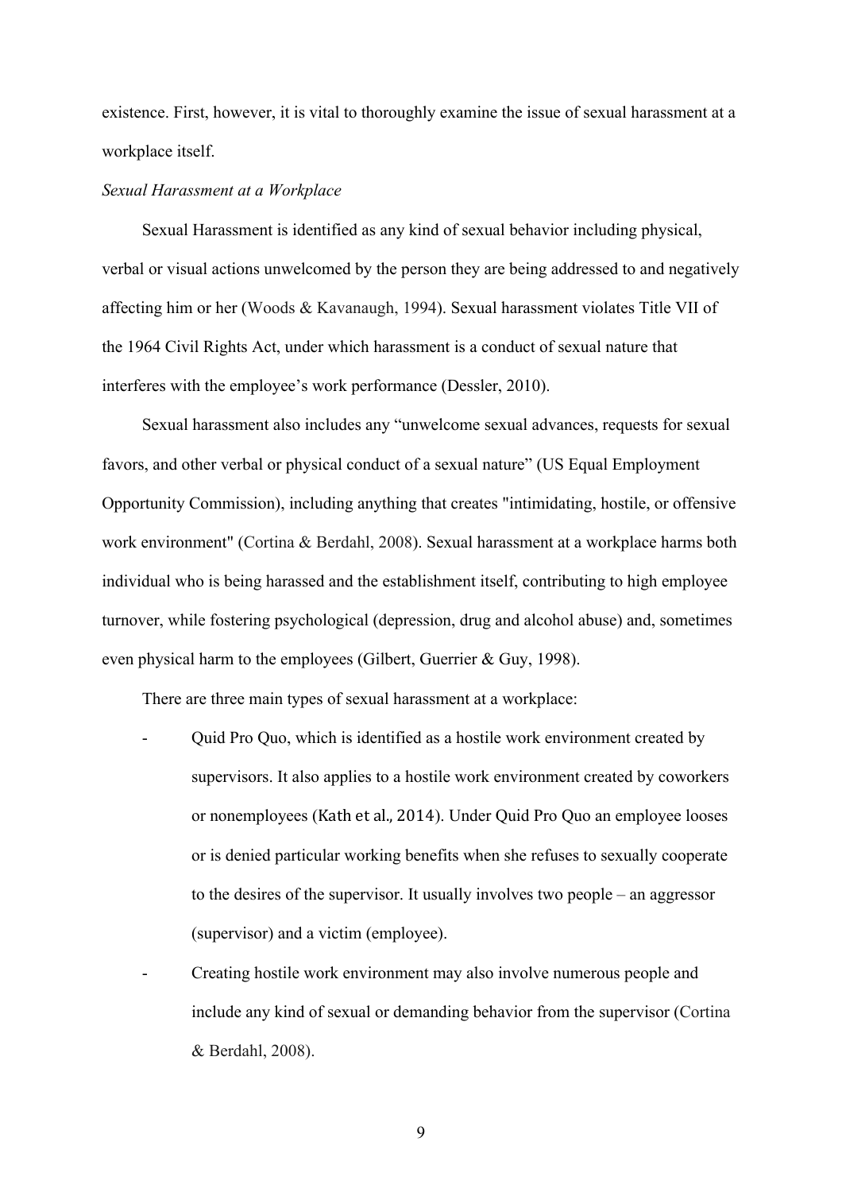existence. First, however, it is vital to thoroughly examine the issue of sexual harassment at a workplace itself.

*Sexual Harassment at a Workplace*

Sexual Harassment is identified as any kind of sexual behavior including physical, verbal or visual actions unwelcomed by the person they are being addressed to and negatively affecting him or her (Woods & Kavanaugh, 1994). Sexual harassment violates Title VII of the 1964 Civil Rights Act, under which harassment is a conduct of sexual nature that interferes with the employee's work performance (Dessler, 2010).

Sexual harassment also includes any "unwelcome sexual advances, requests for sexual favors, and other verbal or physical conduct of a sexual nature" (US Equal Employment Opportunity Commission), including anything that creates "intimidating, hostile, or offensive work environment" (Cortina & Berdahl, 2008). Sexual harassment at a workplace harms both individual who is being harassed and the establishment itself, contributing to high employee turnover, while fostering psychological (depression, drug and alcohol abuse) and, sometimes even physical harm to the employees (Gilbert, Guerrier & Guy, 1998).

There are three main types of sexual harassment at a workplace:

- Quid Pro Quo, which is identified as a hostile work environment created by supervisors. It also applies to a hostile work environment created by coworkers or nonemployees (Kath et al., 2014). Under Quid Pro Quo an employee looses or is denied particular working benefits when she refuses to sexually cooperate to the desires of the supervisor. It usually involves two people – an aggressor (supervisor) and a victim (employee).
- Creating hostile work environment may also involve numerous people and include any kind of sexual or demanding behavior from the supervisor (Cortina & Berdahl, 2008).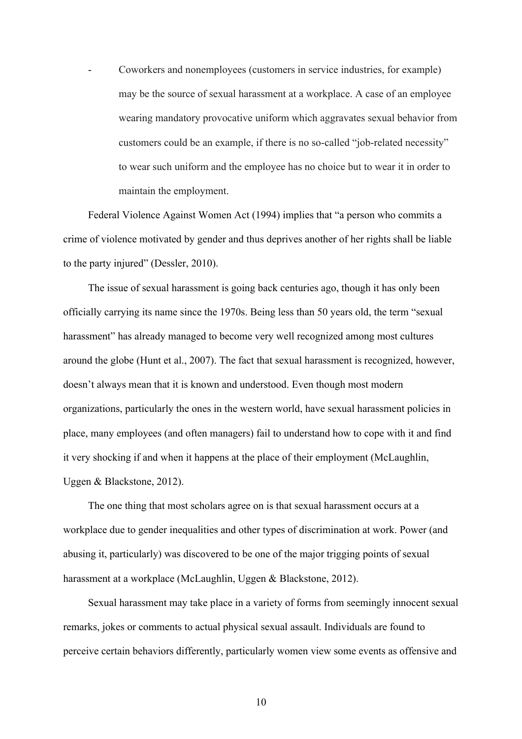- Coworkers and nonemployees (customers in service industries, for example) may be the source of sexual harassment at a workplace. A case of an employee wearing mandatory provocative uniform which aggravates sexual behavior from customers could be an example, if there is no so-called "job-related necessity" to wear such uniform and the employee has no choice but to wear it in order to maintain the employment.

Federal Violence Against Women Act (1994) implies that "a person who commits a crime of violence motivated by gender and thus deprives another of her rights shall be liable to the party injured" (Dessler, 2010).

The issue of sexual harassment is going back centuries ago, though it has only been officially carrying its name since the 1970s. Being less than 50 years old, the term "sexual harassment" has already managed to become very well recognized among most cultures around the globe (Hunt et al., 2007). The fact that sexual harassment is recognized, however, doesn't always mean that it is known and understood. Even though most modern organizations, particularly the ones in the western world, have sexual harassment policies in place, many employees (and often managers) fail to understand how to cope with it and find it very shocking if and when it happens at the place of their employment (McLaughlin, Uggen & Blackstone, 2012).

The one thing that most scholars agree on is that sexual harassment occurs at a workplace due to gender inequalities and other types of discrimination at work. Power (and abusing it, particularly) was discovered to be one of the major trigging points of sexual harassment at a workplace (McLaughlin, Uggen & Blackstone, 2012).

Sexual harassment may take place in a variety of forms from seemingly innocent sexual remarks, jokes or comments to actual physical sexual assault. Individuals are found to perceive certain behaviors differently, particularly women view some events as offensive and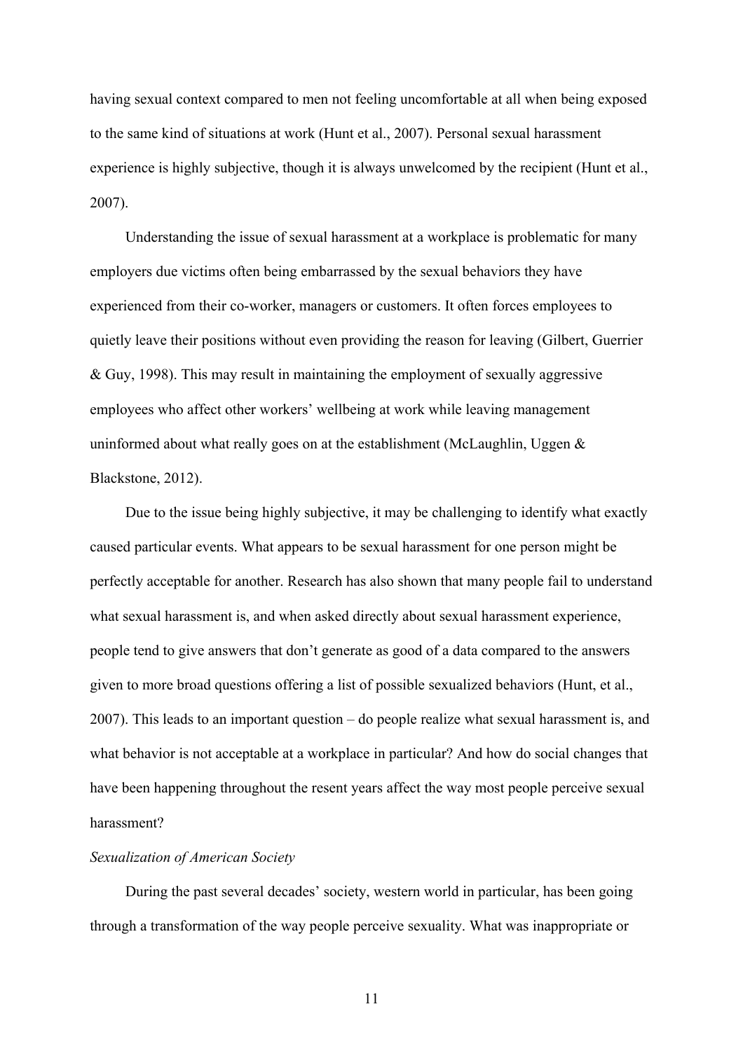having sexual context compared to men not feeling uncomfortable at all when being exposed to the same kind of situations at work (Hunt et al., 2007). Personal sexual harassment experience is highly subjective, though it is always unwelcomed by the recipient (Hunt et al., 2007).

Understanding the issue of sexual harassment at a workplace is problematic for many employers due victims often being embarrassed by the sexual behaviors they have experienced from their co-worker, managers or customers. It often forces employees to quietly leave their positions without even providing the reason for leaving (Gilbert, Guerrier & Guy, 1998). This may result in maintaining the employment of sexually aggressive employees who affect other workers' wellbeing at work while leaving management uninformed about what really goes on at the establishment (McLaughlin, Uggen & Blackstone, 2012).

Due to the issue being highly subjective, it may be challenging to identify what exactly caused particular events. What appears to be sexual harassment for one person might be perfectly acceptable for another. Research has also shown that many people fail to understand what sexual harassment is, and when asked directly about sexual harassment experience, people tend to give answers that don't generate as good of a data compared to the answers given to more broad questions offering a list of possible sexualized behaviors (Hunt, et al., 2007). This leads to an important question – do people realize what sexual harassment is, and what behavior is not acceptable at a workplace in particular? And how do social changes that have been happening throughout the resent years affect the way most people perceive sexual harassment?

*Sexualization of American Society*

During the past several decades' society, western world in particular, has been going through a transformation of the way people perceive sexuality. What was inappropriate or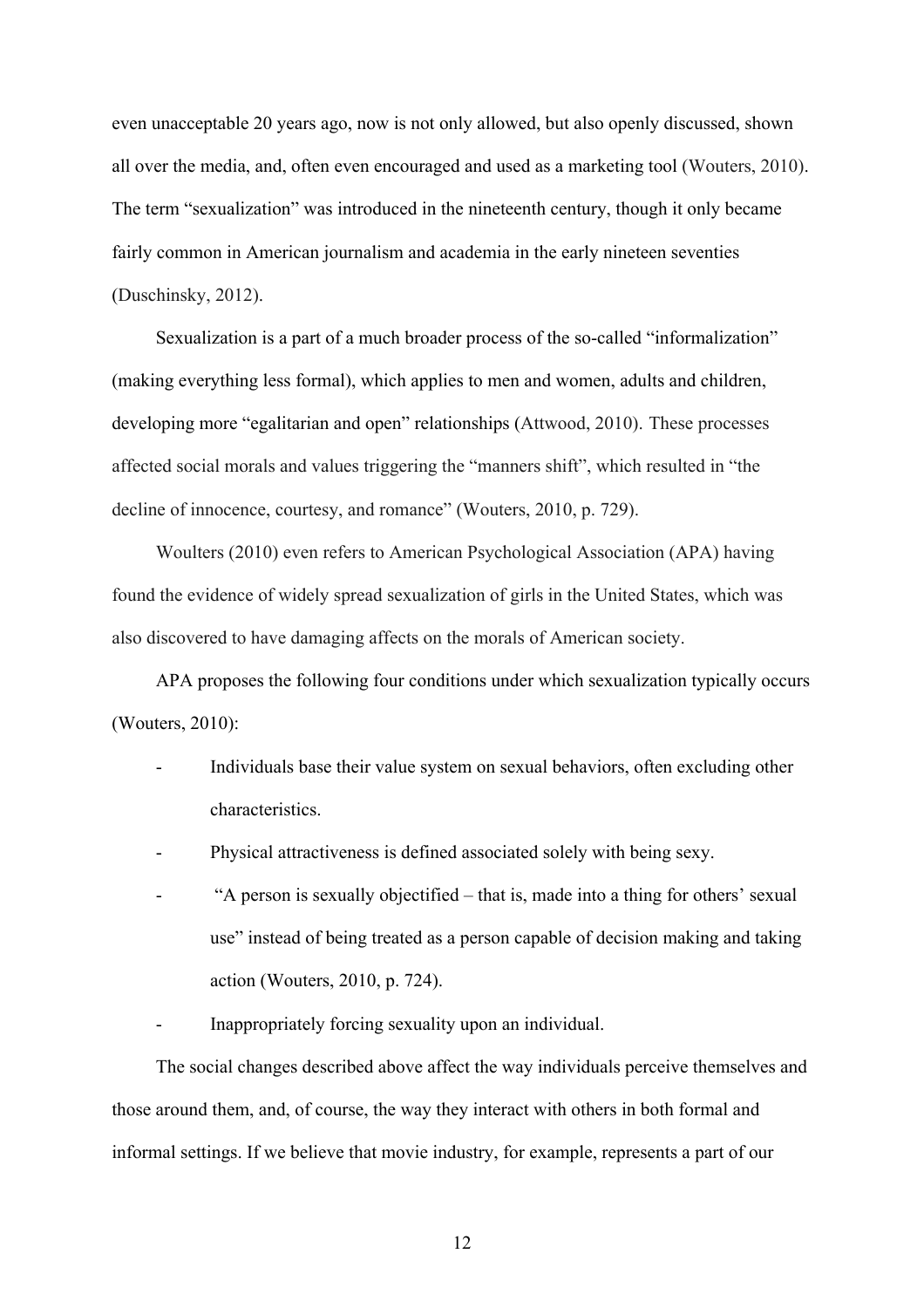even unacceptable 20 years ago, now is not only allowed, but also openly discussed, shown all over the media, and, often even encouraged and used as a marketing tool (Wouters, 2010). The term "sexualization" was introduced in the nineteenth century, though it only became fairly common in American journalism and academia in the early nineteen seventies (Duschinsky, 2012).

Sexualization is a part of a much broader process of the so-called "informalization" (making everything less formal), which applies to men and women, adults and children, developing more "egalitarian and open" relationships (Attwood, 2010). These processes affected social morals and values triggering the "manners shift", which resulted in "the decline of innocence, courtesy, and romance" (Wouters, 2010, p. 729).

Woulters (2010) even refers to American Psychological Association (APA) having found the evidence of widely spread sexualization of girls in the United States, which was also discovered to have damaging affects on the morals of American society.

APA proposes the following four conditions under which sexualization typically occurs (Wouters, 2010):

- Individuals base their value system on sexual behaviors, often excluding other characteristics.
- Physical attractiveness is defined associated solely with being sexy.
- "A person is sexually objectified – that is, made into a thing for others' sexual use" instead of being treated as a person capable of decision making and taking action (Wouters, 2010, p. 724).
- Inappropriately forcing sexuality upon an individual.

The social changes described above affect the way individuals perceive themselves and those around them, and, of course, the way they interact with others in both formal and informal settings. If we believe that movie industry, for example, represents a part of our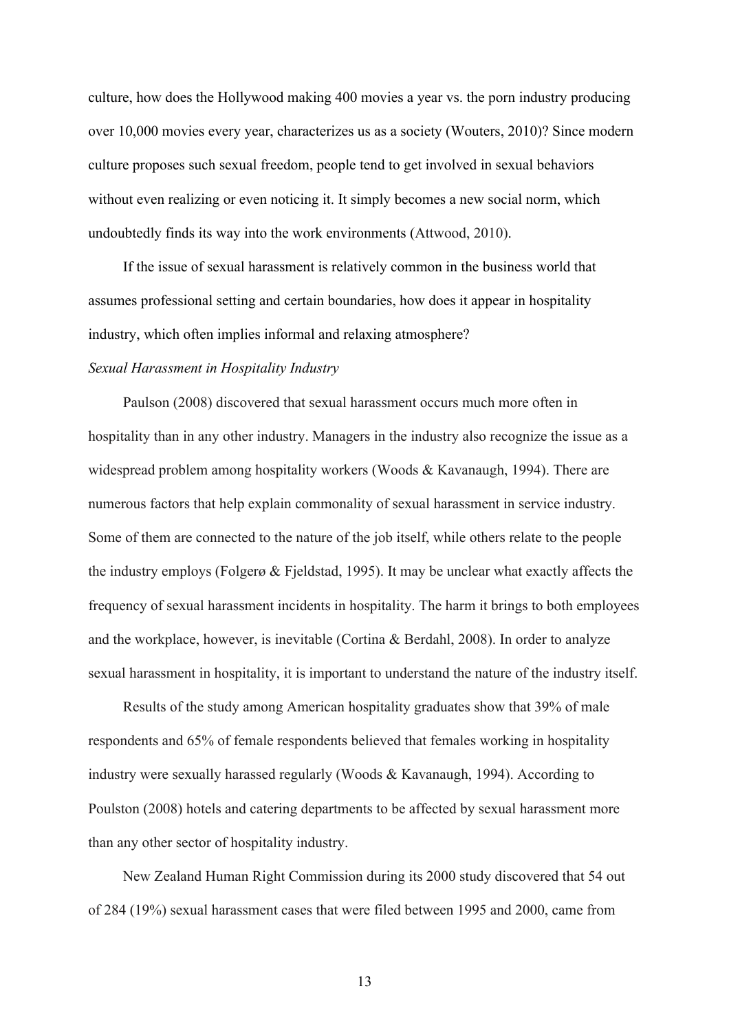culture, how does the Hollywood making 400 movies a year vs. the porn industry producing over 10,000 movies every year, characterizes us as a society (Wouters, 2010)? Since modern culture proposes such sexual freedom, people tend to get involved in sexual behaviors without even realizing or even noticing it. It simply becomes a new social norm, which undoubtedly finds its way into the work environments (Attwood, 2010).

If the issue of sexual harassment is relatively common in the business world that assumes professional setting and certain boundaries, how does it appear in hospitality industry, which often implies informal and relaxing atmosphere?

*Sexual Harassment in Hospitality Industry*

Paulson (2008) discovered that sexual harassment occurs much more often in hospitality than in any other industry. Managers in the industry also recognize the issue as a widespread problem among hospitality workers (Woods & Kavanaugh, 1994). There are numerous factors that help explain commonality of sexual harassment in service industry. Some of them are connected to the nature of the job itself, while others relate to the people the industry employs (Folgerø & Fjeldstad, 1995). It may be unclear what exactly affects the frequency of sexual harassment incidents in hospitality. The harm it brings to both employees and the workplace, however, is inevitable (Cortina & Berdahl, 2008). In order to analyze sexual harassment in hospitality, it is important to understand the nature of the industry itself.

Results of the study among American hospitality graduates show that 39% of male respondents and 65% of female respondents believed that females working in hospitality industry were sexually harassed regularly (Woods & Kavanaugh, 1994). According to Poulston (2008) hotels and catering departments to be affected by sexual harassment more than any other sector of hospitality industry.

New Zealand Human Right Commission during its 2000 study discovered that 54 out of 284 (19%) sexual harassment cases that were filed between 1995 and 2000, came from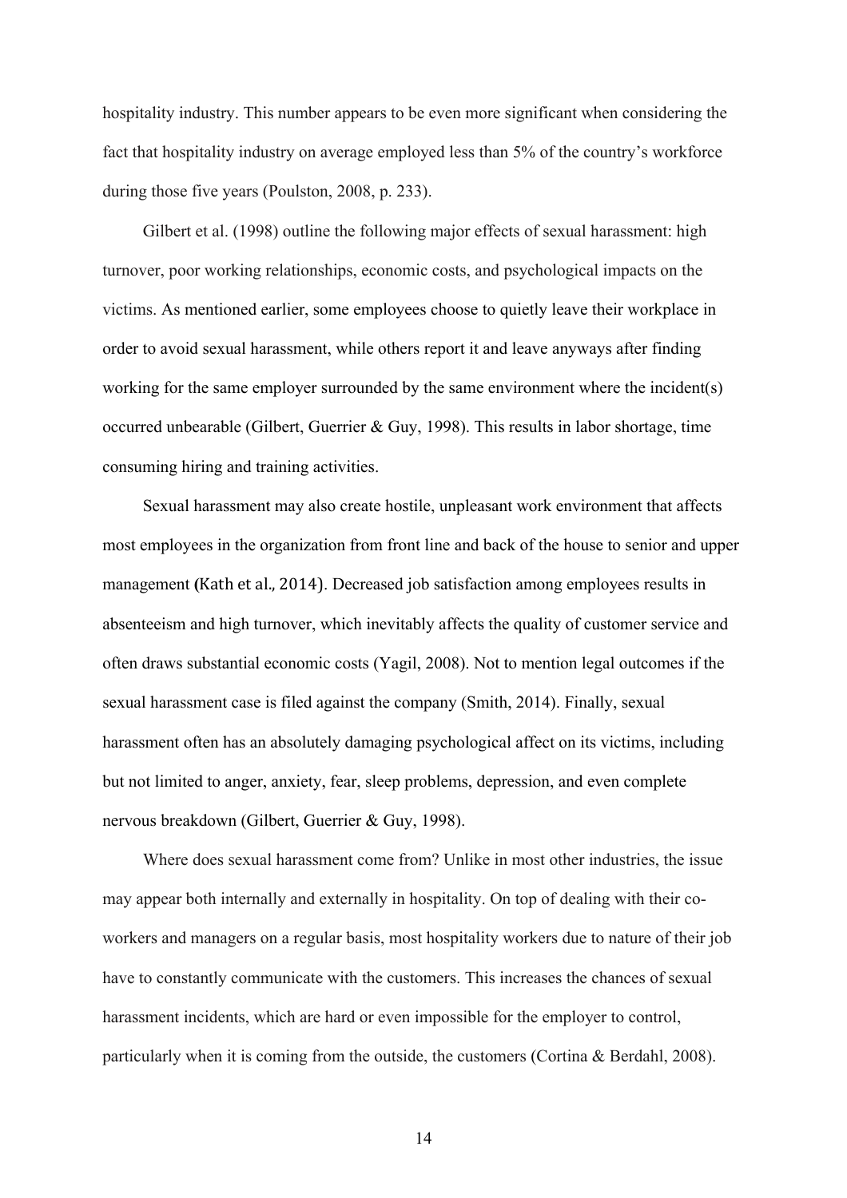hospitality industry. This number appears to be even more significant when considering the fact that hospitality industry on average employed less than 5% of the country's workforce during those five years (Poulston, 2008, p. 233).

Gilbert et al. (1998) outline the following major effects of sexual harassment: high turnover, poor working relationships, economic costs, and psychological impacts on the victims. As mentioned earlier, some employees choose to quietly leave their workplace in order to avoid sexual harassment, while others report it and leave anyways after finding working for the same employer surrounded by the same environment where the incident(s) occurred unbearable (Gilbert, Guerrier & Guy, 1998). This results in labor shortage, time consuming hiring and training activities.

Sexual harassment may also create hostile, unpleasant work environment that affects most employees in the organization from front line and back of the house to senior and upper management (Kath et al., 2014). Decreased job satisfaction among employees results in absenteeism and high turnover, which inevitably affects the quality of customer service and often draws substantial economic costs (Yagil, 2008). Not to mention legal outcomes if the sexual harassment case is filed against the company (Smith, 2014). Finally, sexual harassment often has an absolutely damaging psychological affect on its victims, including but not limited to anger, anxiety, fear, sleep problems, depression, and even complete nervous breakdown (Gilbert, Guerrier & Guy, 1998).

Where does sexual harassment come from? Unlike in most other industries, the issue may appear both internally and externally in hospitality. On top of dealing with their co-workers and managers on a regular basis, most hospitality workers due to nature of their job have to constantly communicate with the customers. This increases the chances of sexual harassment incidents, which are hard or even impossible for the employer to control, particularly when it is coming from the outside, the customers (Cortina & Berdahl, 2008).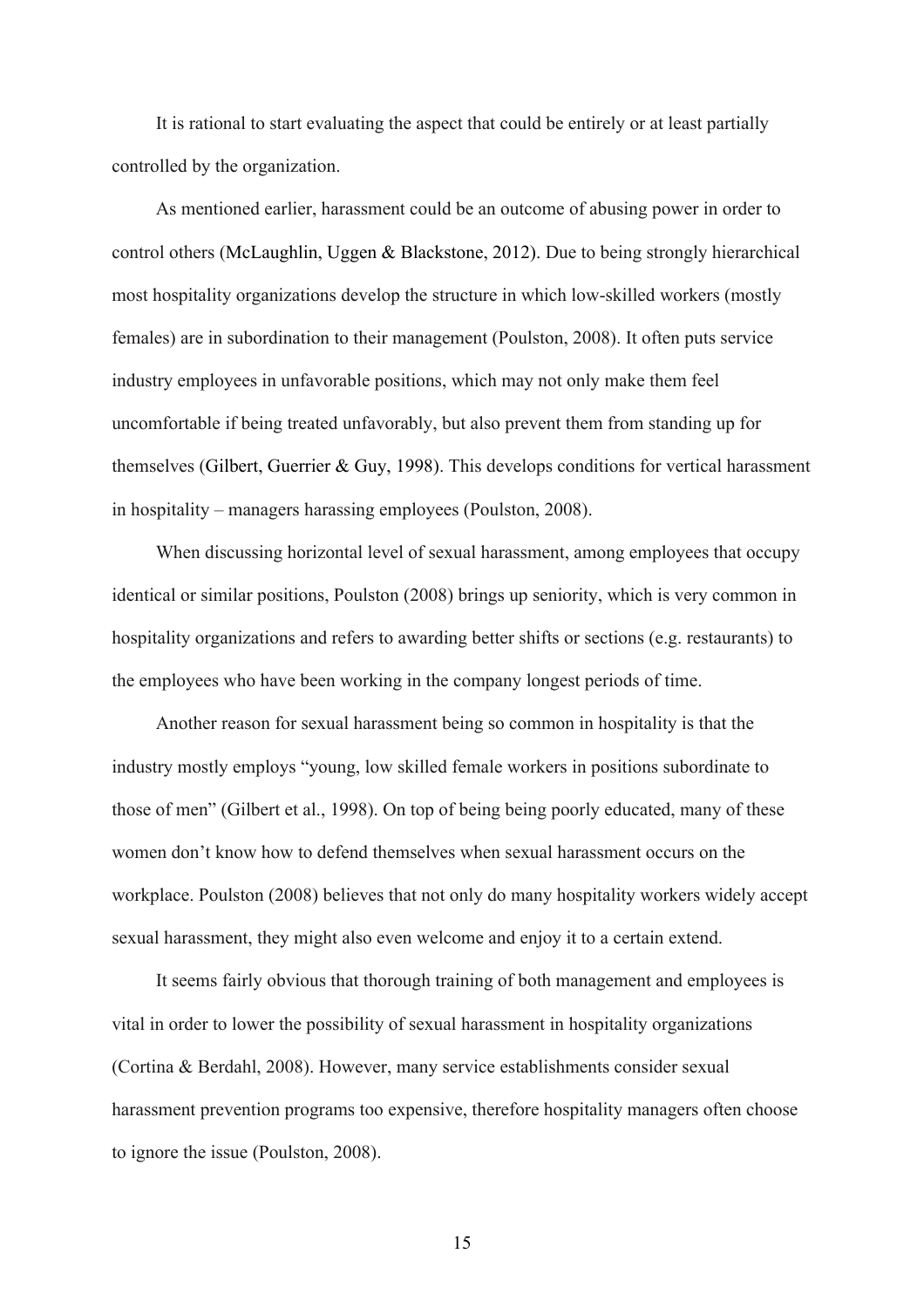It is rational to start evaluating the aspect that could be entirely or at least partially controlled by the organization.

As mentioned earlier, harassment could be an outcome of abusing power in order to control others (McLaughlin, Uggen & Blackstone, 2012). Due to being strongly hierarchical most hospitality organizations develop the structure in which low-skilled workers (mostly females) are in subordination to their management (Poulston, 2008). It often puts service industry employees in unfavorable positions, which may not only make them feel uncomfortable if being treated unfavorably, but also prevent them from standing up for themselves (Gilbert, Guerrier & Guy, 1998). This develops conditions for vertical harassment in hospitality – managers harassing employees (Poulston, 2008).

When discussing horizontal level of sexual harassment, among employees that occupy identical or similar positions, Poulston (2008) brings up seniority, which is very common in hospitality organizations and refers to awarding better shifts or sections (e.g. restaurants) to the employees who have been working in the company longest periods of time.

Another reason for sexual harassment being so common in hospitality is that the industry mostly employs "young, low skilled female workers in positions subordinate to those of men" (Gilbert et al., 1998). On top of being being poorly educated, many of these women don't know how to defend themselves when sexual harassment occurs on the workplace. Poulston (2008) believes that not only do many hospitality workers widely accept sexual harassment, they might also even welcome and enjoy it to a certain extend.

It seems fairly obvious that thorough training of both management and employees is vital in order to lower the possibility of sexual harassment in hospitality organizations (Cortina & Berdahl, 2008). However, many service establishments consider sexual harassment prevention programs too expensive, therefore hospitality managers often choose to ignore the issue (Poulston, 2008).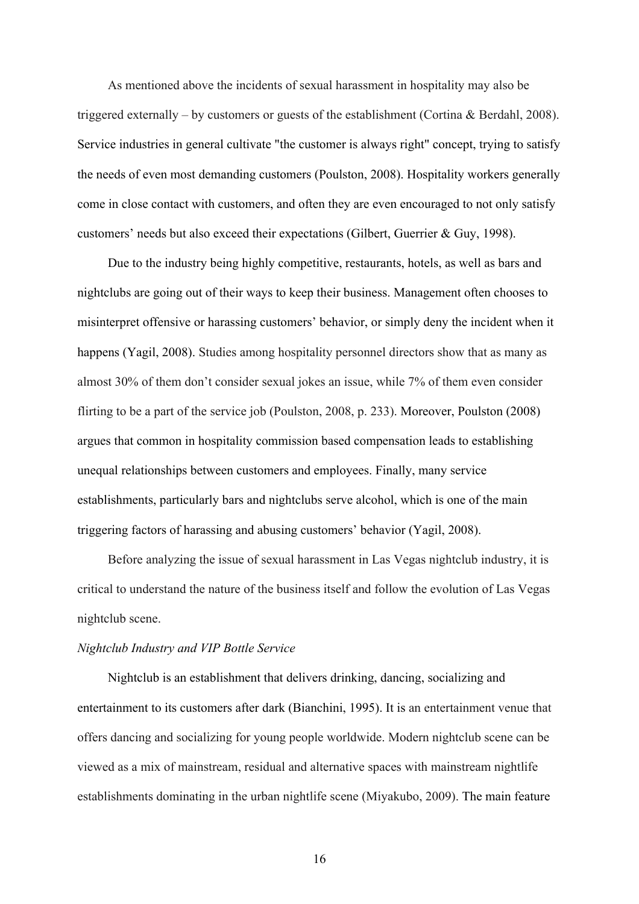As mentioned above the incidents of sexual harassment in hospitality may also be triggered externally – by customers or guests of the establishment (Cortina & Berdahl, 2008). Service industries in general cultivate "the customer is always right" concept, trying to satisfy the needs of even most demanding customers (Poulston, 2008). Hospitality workers generally come in close contact with customers, and often they are even encouraged to not only satisfy customers' needs but also exceed their expectations (Gilbert, Guerrier & Guy, 1998).

Due to the industry being highly competitive, restaurants, hotels, as well as bars and nightclubs are going out of their ways to keep their business. Management often chooses to misinterpret offensive or harassing customers' behavior, or simply deny the incident when it happens (Yagil, 2008). Studies among hospitality personnel directors show that as many as almost 30% of them don't consider sexual jokes an issue, while 7% of them even consider flirting to be a part of the service job (Poulston, 2008, p. 233). Moreover, Poulston (2008) argues that common in hospitality commission based compensation leads to establishing unequal relationships between customers and employees. Finally, many service establishments, particularly bars and nightclubs serve alcohol, which is one of the main triggering factors of harassing and abusing customers' behavior (Yagil, 2008).

Before analyzing the issue of sexual harassment in Las Vegas nightclub industry, it is critical to understand the nature of the business itself and follow the evolution of Las Vegas nightclub scene.

### *Nightclub Industry and VIP Bottle Service*

Nightclub is an establishment that delivers drinking, dancing, socializing and entertainment to its customers after dark (Bianchini, 1995). It is an entertainment venue that offers dancing and socializing for young people worldwide. Modern nightclub scene can be viewed as a mix of mainstream, residual and alternative spaces with mainstream nightlife establishments dominating in the urban nightlife scene (Miyakubo, 2009). The main feature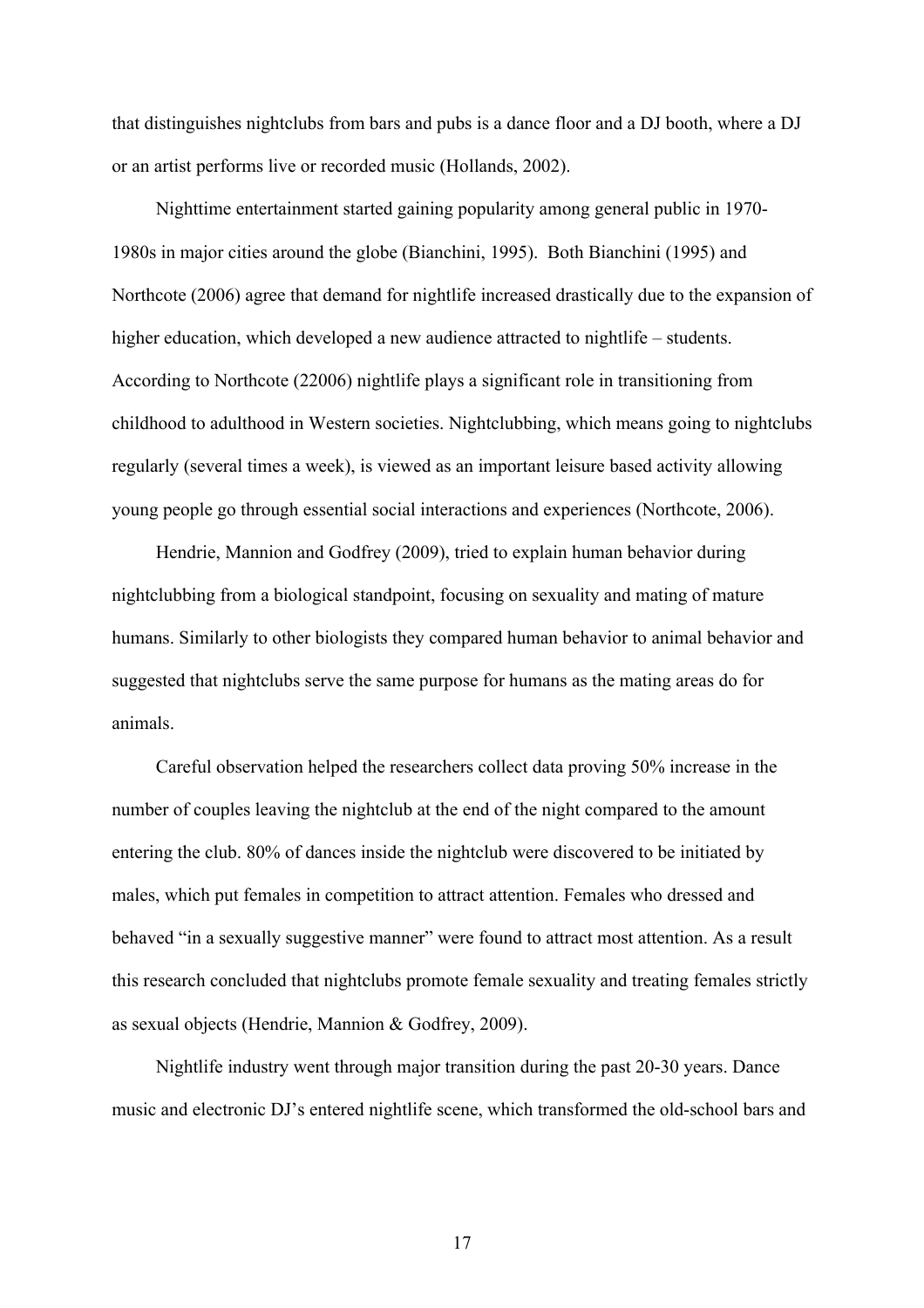that distinguishes nightclubs from bars and pubs is a dance floor and a DJ booth, where a DJ or an artist performs live or recorded music (Hollands, 2002).

Nighttime entertainment started gaining popularity among general public in 1970-1980s in major cities around the globe (Bianchini, 1995). Both Bianchini (1995) and Northcote (2006) agree that demand for nightlife increased drastically due to the expansion of higher education, which developed a new audience attracted to nightlife – students. According to Northcote (22006) nightlife plays a significant role in transitioning from childhood to adulthood in Western societies. Nightclubbing, which means going to nightclubs regularly (several times a week), is viewed as an important leisure based activity allowing young people go through essential social interactions and experiences (Northcote, 2006).

Hendrie, Mannion and Godfrey (2009), tried to explain human behavior during nightclubbing from a biological standpoint, focusing on sexuality and mating of mature humans. Similarly to other biologists they compared human behavior to animal behavior and suggested that nightclubs serve the same purpose for humans as the mating areas do for animals.

Careful observation helped the researchers collect data proving 50% increase in the number of couples leaving the nightclub at the end of the night compared to the amount entering the club. 80% of dances inside the nightclub were discovered to be initiated by males, which put females in competition to attract attention. Females who dressed and behaved "in a sexually suggestive manner" were found to attract most attention. As a result this research concluded that nightclubs promote female sexuality and treating females strictly as sexual objects (Hendrie, Mannion & Godfrey, 2009).

Nightlife industry went through major transition during the past 20-30 years. Dance music and electronic DJ's entered nightlife scene, which transformed the old-school bars and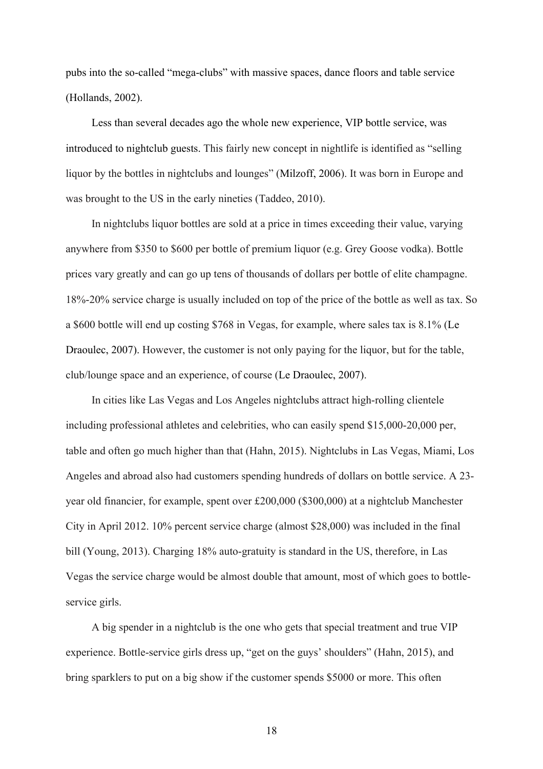pubs into the so-called "mega-clubs" with massive spaces, dance floors and table service (Hollands, 2002).

Less than several decades ago the whole new experience, VIP bottle service, was introduced to nightclub guests. This fairly new concept in nightlife is identified as "selling liquor by the bottles in nightclubs and lounges" (Milzoff, 2006). It was born in Europe and was brought to the US in the early nineties (Taddeo, 2010).

In nightclubs liquor bottles are sold at a price in times exceeding their value, varying anywhere from $350 to $600 per bottle of premium liquor (e.g. Grey Goose vodka). Bottle prices vary greatly and can go up tens of thousands of dollars per bottle of elite champagne. 18%-20% service charge is usually included on top of the price of the bottle as well as tax. So a $600 bottle will end up costing $768 in Vegas, for example, where sales tax is 8.1% (Le Draoulec, 2007). However, the customer is not only paying for the liquor, but for the table, club/lounge space and an experience, of course (Le Draoulec, 2007).

In cities like Las Vegas and Los Angeles nightclubs attract high-rolling clientele including professional athletes and celebrities, who can easily spend $15,000-20,000 per, table and often go much higher than that (Hahn, 2015). Nightclubs in Las Vegas, Miami, Los Angeles and abroad also had customers spending hundreds of dollars on bottle service. A 23-year old financier, for example, spent over £200,000 ($300,000) at a nightclub Manchester City in April 2012. 10% percent service charge (almost $28,000) was included in the final bill (Young, 2013). Charging 18% auto-gratuity is standard in the US, therefore, in Las Vegas the service charge would be almost double that amount, most of which goes to bottle-service girls.

A big spender in a nightclub is the one who gets that special treatment and true VIP experience. Bottle-service girls dress up, "get on the guys' shoulders" (Hahn, 2015), and bring sparklers to put on a big show if the customer spends $5000 or more. This often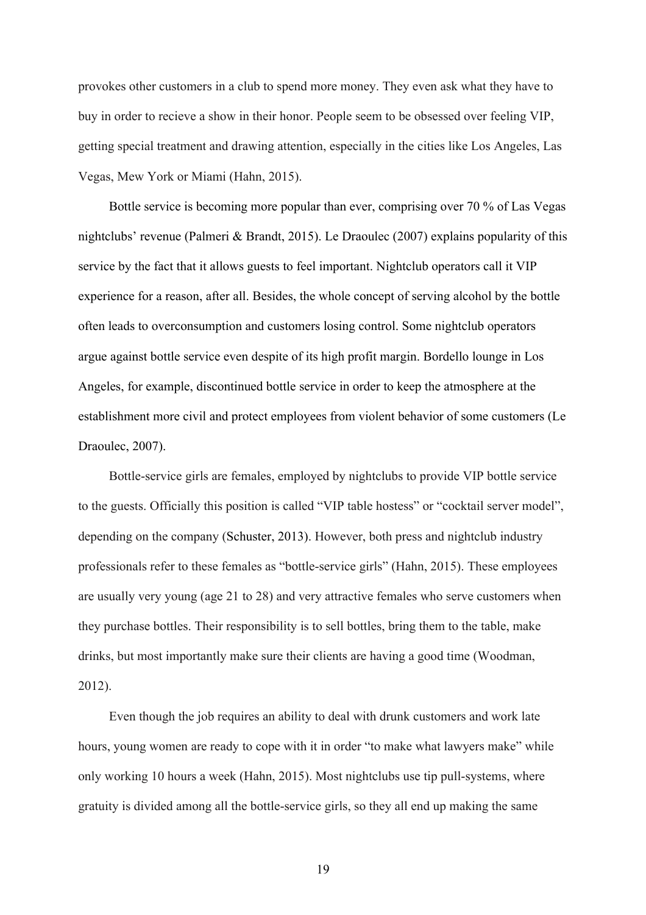provokes other customers in a club to spend more money. They even ask what they have to buy in order to recieve a show in their honor. People seem to be obsessed over feeling VIP, getting special treatment and drawing attention, especially in the cities like Los Angeles, Las Vegas, Mew York or Miami (Hahn, 2015).

Bottle service is becoming more popular than ever, comprising over 70 % of Las Vegas nightclubs' revenue (Palmeri & Brandt, 2015). Le Draoulec (2007) explains popularity of this service by the fact that it allows guests to feel important. Nightclub operators call it VIP experience for a reason, after all. Besides, the whole concept of serving alcohol by the bottle often leads to overconsumption and customers losing control. Some nightclub operators argue against bottle service even despite of its high profit margin. Bordello lounge in Los Angeles, for example, discontinued bottle service in order to keep the atmosphere at the establishment more civil and protect employees from violent behavior of some customers (Le Draoulec, 2007).

Bottle-service girls are females, employed by nightclubs to provide VIP bottle service to the guests. Officially this position is called "VIP table hostess" or "cocktail server model", depending on the company (Schuster, 2013). However, both press and nightclub industry professionals refer to these females as "bottle-service girls" (Hahn, 2015). These employees are usually very young (age 21 to 28) and very attractive females who serve customers when they purchase bottles. Their responsibility is to sell bottles, bring them to the table, make drinks, but most importantly make sure their clients are having a good time (Woodman, 2012).

Even though the job requires an ability to deal with drunk customers and work late hours, young women are ready to cope with it in order "to make what lawyers make" while only working 10 hours a week (Hahn, 2015). Most nightclubs use tip pull-systems, where gratuity is divided among all the bottle-service girls, so they all end up making the same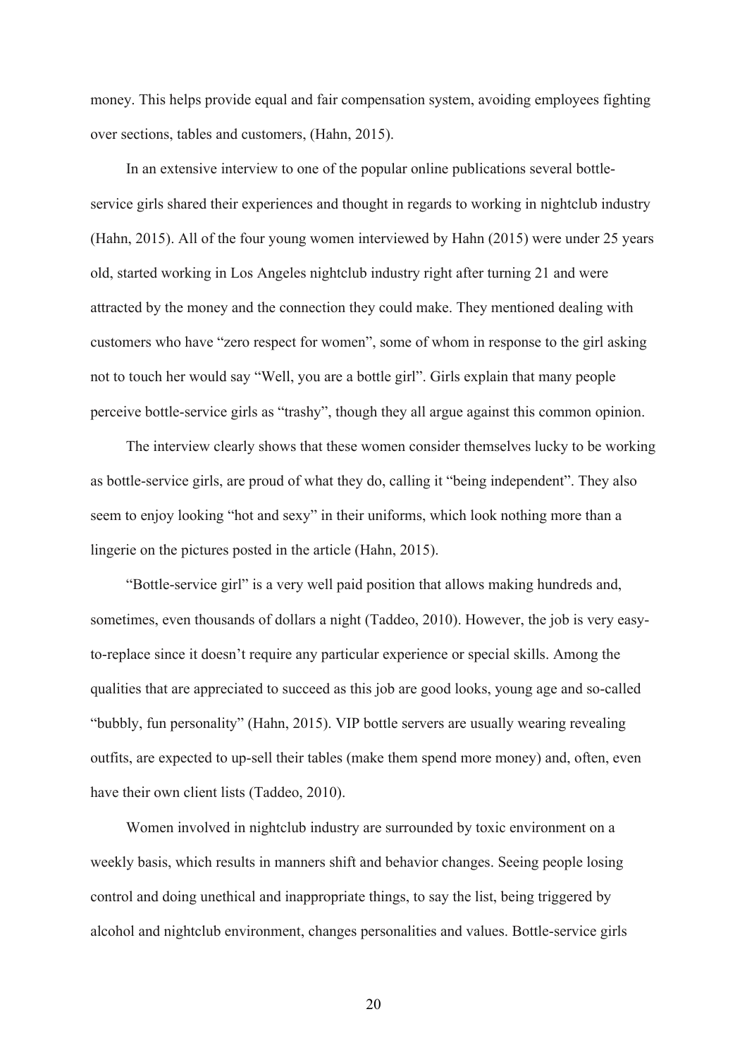money. This helps provide equal and fair compensation system, avoiding employees fighting over sections, tables and customers, (Hahn, 2015).

In an extensive interview to one of the popular online publications several bottle-service girls shared their experiences and thought in regards to working in nightclub industry (Hahn, 2015). All of the four young women interviewed by Hahn (2015) were under 25 years old, started working in Los Angeles nightclub industry right after turning 21 and were attracted by the money and the connection they could make. They mentioned dealing with customers who have "zero respect for women", some of whom in response to the girl asking not to touch her would say "Well, you are a bottle girl". Girls explain that many people perceive bottle-service girls as "trashy", though they all argue against this common opinion.

The interview clearly shows that these women consider themselves lucky to be working as bottle-service girls, are proud of what they do, calling it "being independent". They also seem to enjoy looking "hot and sexy" in their uniforms, which look nothing more than a lingerie on the pictures posted in the article (Hahn, 2015).

"Bottle-service girl" is a very well paid position that allows making hundreds and, sometimes, even thousands of dollars a night (Taddeo, 2010). However, the job is very easy-to-replace since it doesn't require any particular experience or special skills. Among the qualities that are appreciated to succeed as this job are good looks, young age and so-called "bubbly, fun personality" (Hahn, 2015). VIP bottle servers are usually wearing revealing outfits, are expected to up-sell their tables (make them spend more money) and, often, even have their own client lists (Taddeo, 2010).

Women involved in nightclub industry are surrounded by toxic environment on a weekly basis, which results in manners shift and behavior changes. Seeing people losing control and doing unethical and inappropriate things, to say the list, being triggered by alcohol and nightclub environment, changes personalities and values. Bottle-service girls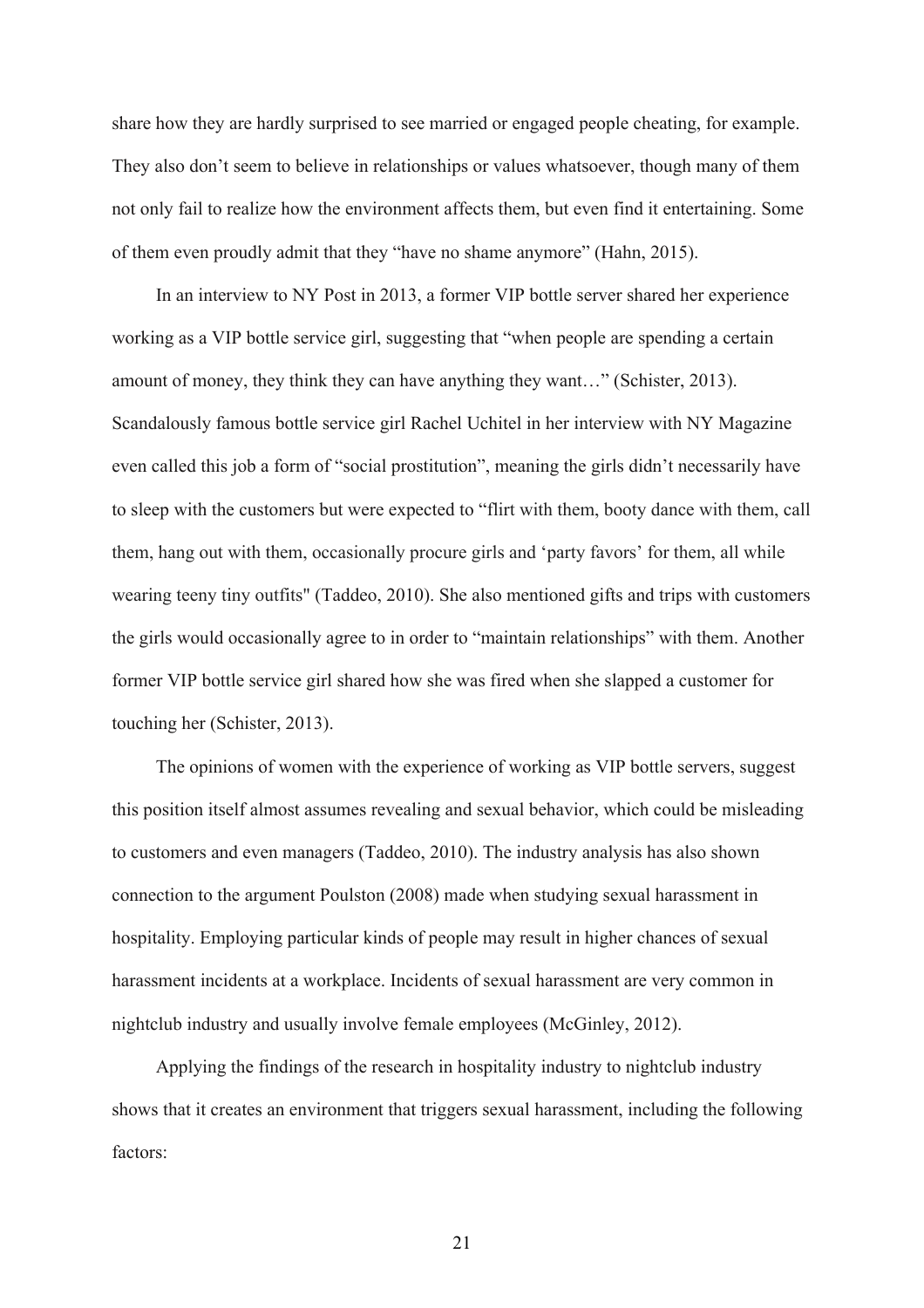share how they are hardly surprised to see married or engaged people cheating, for example. They also don't seem to believe in relationships or values whatsoever, though many of them not only fail to realize how the environment affects them, but even find it entertaining. Some of them even proudly admit that they "have no shame anymore" (Hahn, 2015).

In an interview to NY Post in 2013, a former VIP bottle server shared her experience working as a VIP bottle service girl, suggesting that "when people are spending a certain amount of money, they think they can have anything they want…" (Schister, 2013). Scandalously famous bottle service girl Rachel Uchitel in her interview with NY Magazine even called this job a form of "social prostitution", meaning the girls didn't necessarily have to sleep with the customers but were expected to "flirt with them, booty dance with them, call them, hang out with them, occasionally procure girls and 'party favors' for them, all while wearing teeny tiny outfits" (Taddeo, 2010). She also mentioned gifts and trips with customers the girls would occasionally agree to in order to "maintain relationships" with them. Another former VIP bottle service girl shared how she was fired when she slapped a customer for touching her (Schister, 2013).

The opinions of women with the experience of working as VIP bottle servers, suggest this position itself almost assumes revealing and sexual behavior, which could be misleading to customers and even managers (Taddeo, 2010). The industry analysis has also shown connection to the argument Poulston (2008) made when studying sexual harassment in hospitality. Employing particular kinds of people may result in higher chances of sexual harassment incidents at a workplace. Incidents of sexual harassment are very common in nightclub industry and usually involve female employees (McGinley, 2012).

Applying the findings of the research in hospitality industry to nightclub industry shows that it creates an environment that triggers sexual harassment, including the following factors: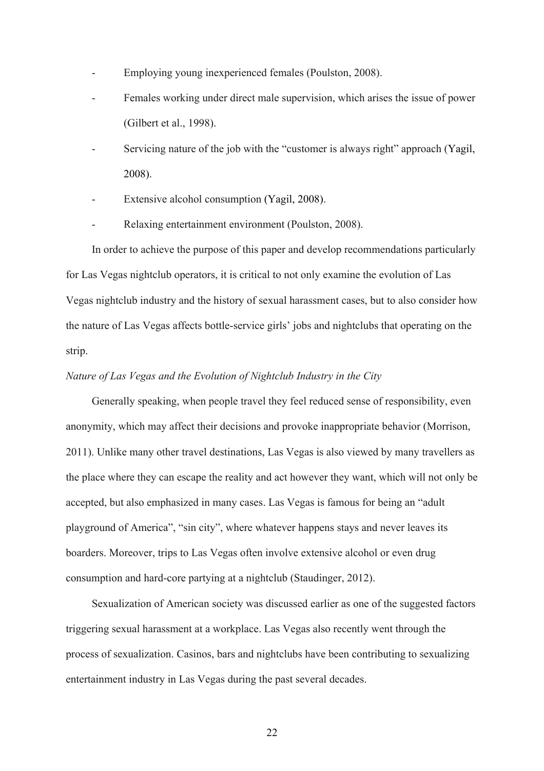- Employing young inexperienced females (Poulston, 2008).
- Females working under direct male supervision, which arises the issue of power (Gilbert et al., 1998).
- Servicing nature of the job with the "customer is always right" approach (Yagil, 2008).
- Extensive alcohol consumption (Yagil, 2008).
- Relaxing entertainment environment (Poulston, 2008).

In order to achieve the purpose of this paper and develop recommendations particularly for Las Vegas nightclub operators, it is critical to not only examine the evolution of Las Vegas nightclub industry and the history of sexual harassment cases, but to also consider how the nature of Las Vegas affects bottle-service girls' jobs and nightclubs that operating on the strip.

*Nature of Las Vegas and the Evolution of Nightclub Industry in the City*

Generally speaking, when people travel they feel reduced sense of responsibility, even anonymity, which may affect their decisions and provoke inappropriate behavior (Morrison, 2011). Unlike many other travel destinations, Las Vegas is also viewed by many travellers as the place where they can escape the reality and act however they want, which will not only be accepted, but also emphasized in many cases. Las Vegas is famous for being an "adult playground of America", "sin city", where whatever happens stays and never leaves its boarders. Moreover, trips to Las Vegas often involve extensive alcohol or even drug consumption and hard-core partying at a nightclub (Staudinger, 2012).

Sexualization of American society was discussed earlier as one of the suggested factors triggering sexual harassment at a workplace. Las Vegas also recently went through the process of sexualization. Casinos, bars and nightclubs have been contributing to sexualizing entertainment industry in Las Vegas during the past several decades.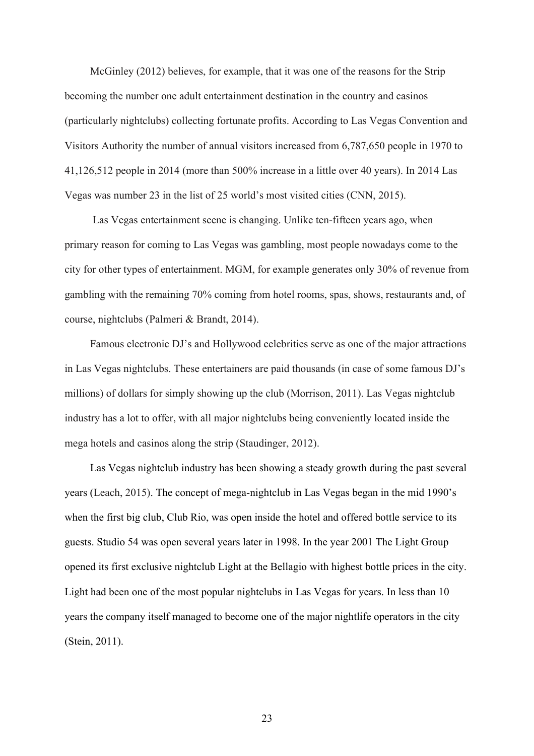McGinley (2012) believes, for example, that it was one of the reasons for the Strip becoming the number one adult entertainment destination in the country and casinos (particularly nightclubs) collecting fortunate profits. According to Las Vegas Convention and Visitors Authority the number of annual visitors increased from 6,787,650 people in 1970 to 41,126,512 people in 2014 (more than 500% increase in a little over 40 years). In 2014 Las Vegas was number 23 in the list of 25 world's most visited cities (CNN, 2015).

Las Vegas entertainment scene is changing. Unlike ten-fifteen years ago, when primary reason for coming to Las Vegas was gambling, most people nowadays come to the city for other types of entertainment. MGM, for example generates only 30% of revenue from gambling with the remaining 70% coming from hotel rooms, spas, shows, restaurants and, of course, nightclubs (Palmeri & Brandt, 2014).

Famous electronic DJ's and Hollywood celebrities serve as one of the major attractions in Las Vegas nightclubs. These entertainers are paid thousands (in case of some famous DJ's millions) of dollars for simply showing up the club (Morrison, 2011). Las Vegas nightclub industry has a lot to offer, with all major nightclubs being conveniently located inside the mega hotels and casinos along the strip (Staudinger, 2012).

Las Vegas nightclub industry has been showing a steady growth during the past several years (Leach, 2015). The concept of mega-nightclub in Las Vegas began in the mid 1990's when the first big club, Club Rio, was open inside the hotel and offered bottle service to its guests. Studio 54 was open several years later in 1998. In the year 2001 The Light Group opened its first exclusive nightclub Light at the Bellagio with highest bottle prices in the city. Light had been one of the most popular nightclubs in Las Vegas for years. In less than 10 years the company itself managed to become one of the major nightlife operators in the city (Stein, 2011).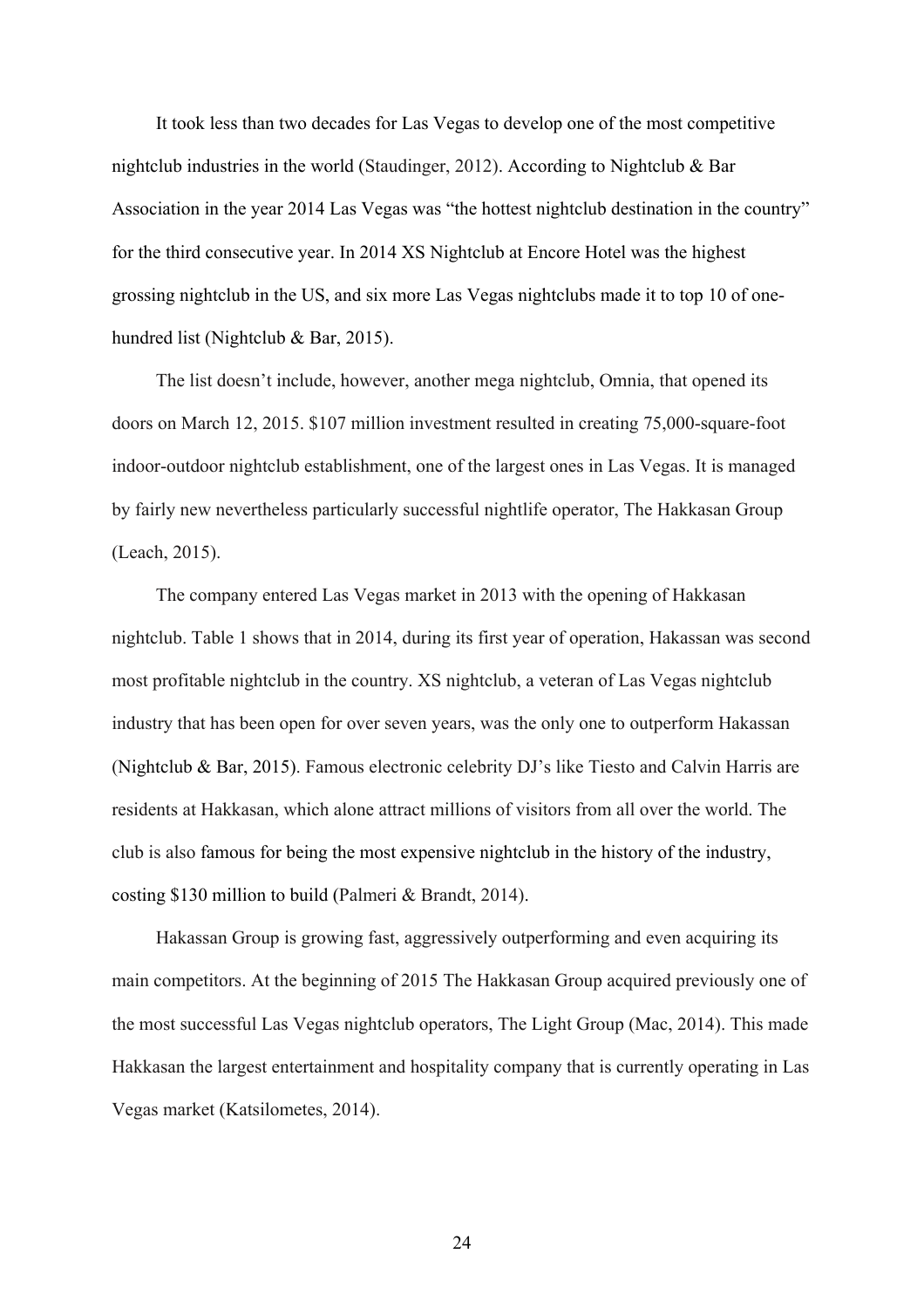It took less than two decades for Las Vegas to develop one of the most competitive nightclub industries in the world (Staudinger, 2012). According to Nightclub & Bar Association in the year 2014 Las Vegas was "the hottest nightclub destination in the country" for the third consecutive year. In 2014 XS Nightclub at Encore Hotel was the highest grossing nightclub in the US, and six more Las Vegas nightclubs made it to top 10 of one-hundred list (Nightclub & Bar, 2015).

The list doesn't include, however, another mega nightclub, Omnia, that opened its doors on March 12, 2015. $107 million investment resulted in creating 75,000-square-foot indoor-outdoor nightclub establishment, one of the largest ones in Las Vegas. It is managed by fairly new nevertheless particularly successful nightlife operator, The Hakkasan Group (Leach, 2015).

The company entered Las Vegas market in 2013 with the opening of Hakkasan nightclub. Table 1 shows that in 2014, during its first year of operation, Hakassan was second most profitable nightclub in the country. XS nightclub, a veteran of Las Vegas nightclub industry that has been open for over seven years, was the only one to outperform Hakassan (Nightclub & Bar, 2015). Famous electronic celebrity DJ's like Tiesto and Calvin Harris are residents at Hakkasan, which alone attract millions of visitors from all over the world. The club is also famous for being the most expensive nightclub in the history of the industry, costing $130 million to build (Palmeri & Brandt, 2014).

Hakassan Group is growing fast, aggressively outperforming and even acquiring its main competitors. At the beginning of 2015 The Hakkasan Group acquired previously one of the most successful Las Vegas nightclub operators, The Light Group (Mac, 2014). This made Hakkasan the largest entertainment and hospitality company that is currently operating in Las Vegas market (Katsilometes, 2014).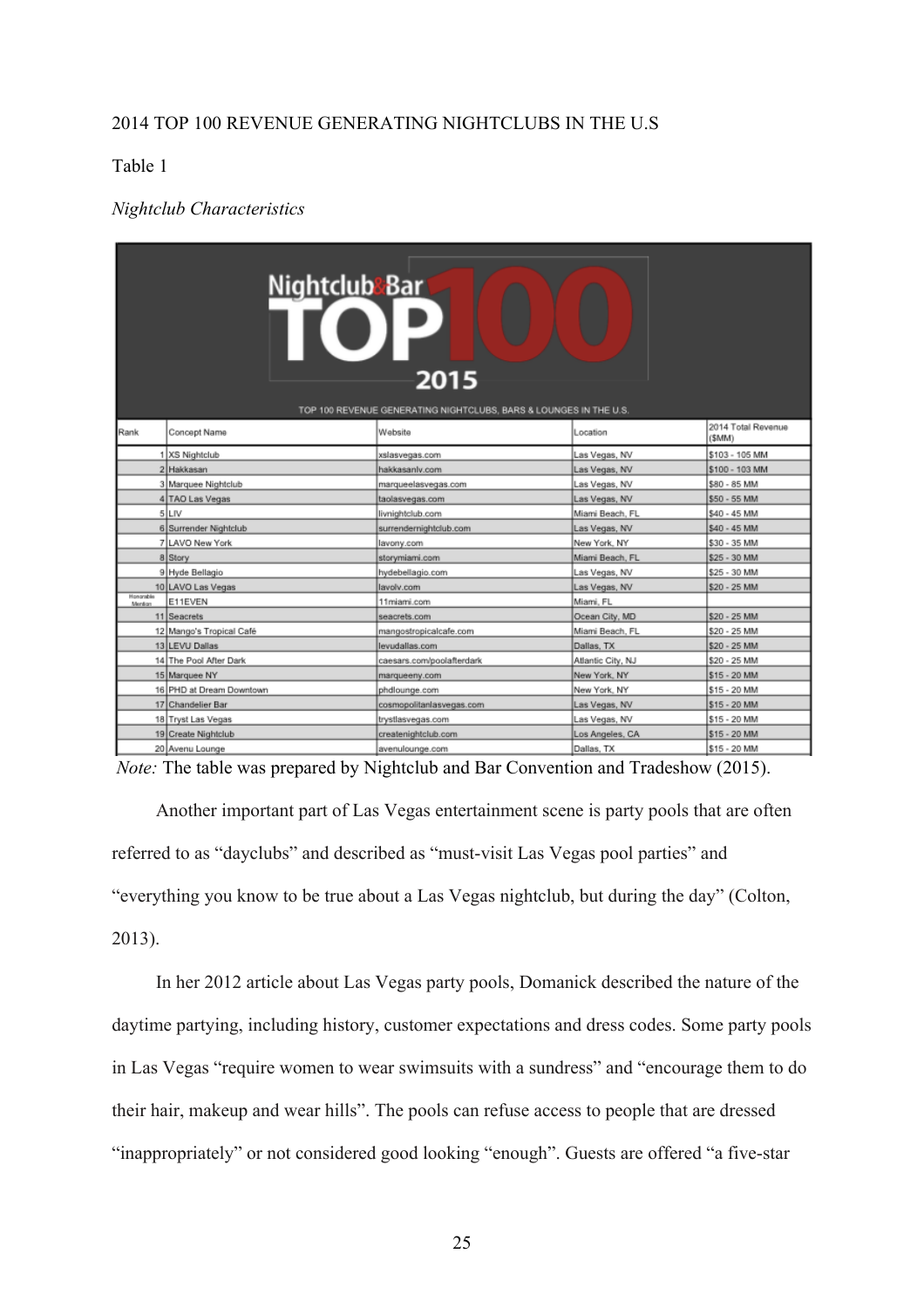2014 TOP 100 REVENUE GENERATING NIGHTCLUBS IN THE U.S

Table 1

*Nightclub Characteristics*

Nightclub&Bar TOP 100 2015

TOP 100 REVENUE GENERATING NIGHTCLUBS, BARS & LOUNGES IN THE U.S.

| Rank | Concept Name | Website | Location | 2014 Total Revenue ($MM) |
|---|---|---|---|---|
| 1 | XS Nightclub | xslasvegas.com | Las Vegas, NV | $103 - 105 MM |
| 2 | Hakkasan | hakkasanlv.com | Las Vegas, NV | $100 - 103 MM |
| 3 | Marquee Nightclub | marqueelasvegas.com | Las Vegas, NV | $80 - 85 MM |
| 4 | TAO Las Vegas | taolasvegas.com | Las Vegas, NV | $50 - 55 MM |
| 5 | LIV | livnightclub.com | Miami Beach, FL | $40 - 45 MM |
| 6 | Surrender Nightclub | surrendernightclub.com | Las Vegas, NV | $40 - 45 MM |
| 7 | LAVO New York | lavony.com | New York, NY | $30 - 35 MM |
| 8 | Story | storymiami.com | Miami Beach, FL | $25 - 30 MM |
| 9 | Hyde Bellagio | hydebellagio.com | Las Vegas, NV | $25 - 30 MM |
| 10 | LAVO Las Vegas | lavolv.com | Las Vegas, NV | $20 - 25 MM |
| Honorable Mention | E11EVEN | 11miami.com | Miami, FL | |
| 11 | Seacrets | seacrets.com | Ocean City, MD | $20 - 25 MM |
| 12 | Mango's Tropical Café | mangostropicalcafe.com | Miami Beach, FL | $20 - 25 MM |
| 13 | LEVU Dallas | levudallas.com | Dallas, TX | $20 - 25 MM |
| 14 | The Pool After Dark | caesars.com/poolafterdark | Atlantic City, NJ | $20 - 25 MM |
| 15 | Marquee NY | marqueeny.com | New York, NY | $15 - 20 MM |
| 16 | PHD at Dream Downtown | phdlounge.com | New York, NY | $15 - 20 MM |
| 17 | Chandelier Bar | cosmopolitanlasvegas.com | Las Vegas, NV | $15 - 20 MM |
| 18 | Tryst Las Vegas | trystlasvegas.com | Las Vegas, NV | $15 - 20 MM |
| 19 | Create Nightclub | createnightclub.com | Los Angeles, CA | $15 - 20 MM |
| 20 | Avenu Lounge | avenulounge.com | Dallas, TX | $15 - 20 MM |

*Note:* The table was prepared by Nightclub and Bar Convention and Tradeshow (2015).

Another important part of Las Vegas entertainment scene is party pools that are often referred to as "dayclubs" and described as "must-visit Las Vegas pool parties" and "everything you know to be true about a Las Vegas nightclub, but during the day" (Colton, 2013).

In her 2012 article about Las Vegas party pools, Domanick described the nature of the daytime partying, including history, customer expectations and dress codes. Some party pools in Las Vegas "require women to wear swimsuits with a sundress" and "encourage them to do their hair, makeup and wear hills". The pools can refuse access to people that are dressed "inappropriately" or not considered good looking "enough". Guests are offered "a five-star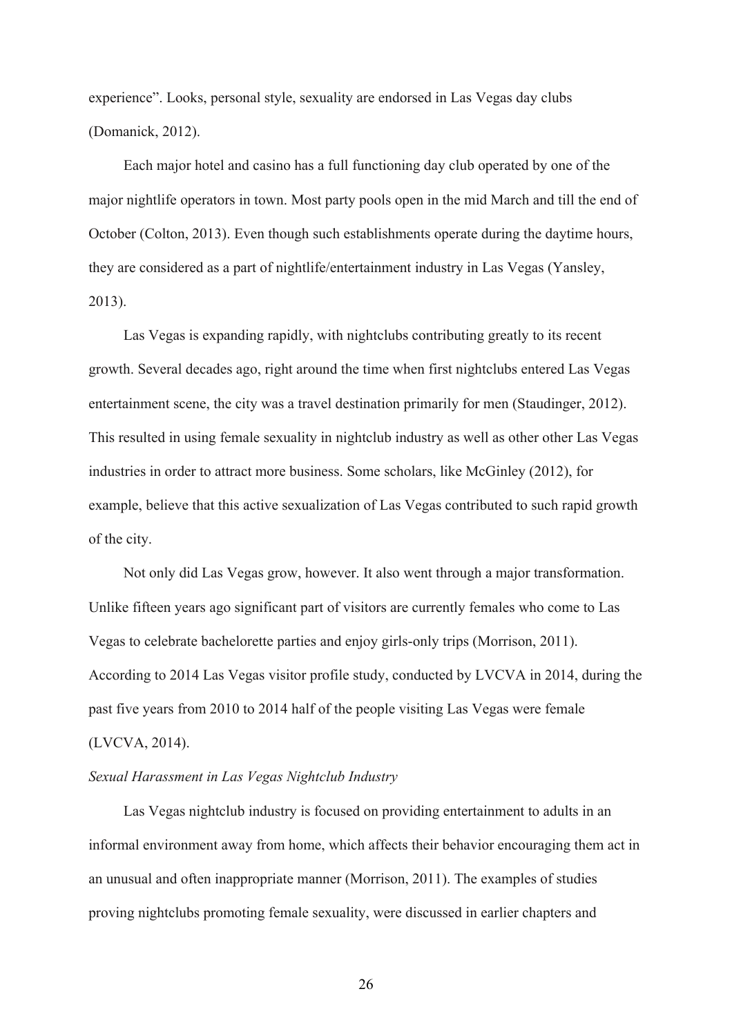experience". Looks, personal style, sexuality are endorsed in Las Vegas day clubs (Domanick, 2012).

Each major hotel and casino has a full functioning day club operated by one of the major nightlife operators in town. Most party pools open in the mid March and till the end of October (Colton, 2013). Even though such establishments operate during the daytime hours, they are considered as a part of nightlife/entertainment industry in Las Vegas (Yansley, 2013).

Las Vegas is expanding rapidly, with nightclubs contributing greatly to its recent growth. Several decades ago, right around the time when first nightclubs entered Las Vegas entertainment scene, the city was a travel destination primarily for men (Staudinger, 2012). This resulted in using female sexuality in nightclub industry as well as other other Las Vegas industries in order to attract more business. Some scholars, like McGinley (2012), for example, believe that this active sexualization of Las Vegas contributed to such rapid growth of the city.

Not only did Las Vegas grow, however. It also went through a major transformation. Unlike fifteen years ago significant part of visitors are currently females who come to Las Vegas to celebrate bachelorette parties and enjoy girls-only trips (Morrison, 2011). According to 2014 Las Vegas visitor profile study, conducted by LVCVA in 2014, during the past five years from 2010 to 2014 half of the people visiting Las Vegas were female (LVCVA, 2014).

*Sexual Harassment in Las Vegas Nightclub Industry*

Las Vegas nightclub industry is focused on providing entertainment to adults in an informal environment away from home, which affects their behavior encouraging them act in an unusual and often inappropriate manner (Morrison, 2011). The examples of studies proving nightclubs promoting female sexuality, were discussed in earlier chapters and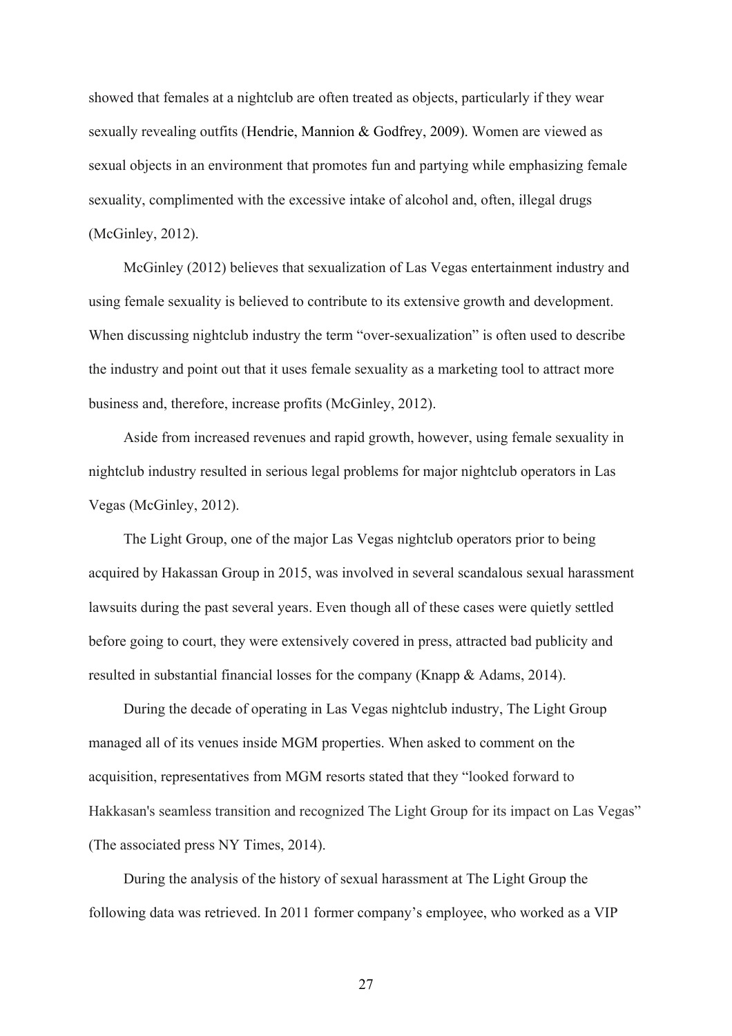showed that females at a nightclub are often treated as objects, particularly if they wear sexually revealing outfits (Hendrie, Mannion & Godfrey, 2009). Women are viewed as sexual objects in an environment that promotes fun and partying while emphasizing female sexuality, complimented with the excessive intake of alcohol and, often, illegal drugs (McGinley, 2012).

McGinley (2012) believes that sexualization of Las Vegas entertainment industry and using female sexuality is believed to contribute to its extensive growth and development. When discussing nightclub industry the term "over-sexualization" is often used to describe the industry and point out that it uses female sexuality as a marketing tool to attract more business and, therefore, increase profits (McGinley, 2012).

Aside from increased revenues and rapid growth, however, using female sexuality in nightclub industry resulted in serious legal problems for major nightclub operators in Las Vegas (McGinley, 2012).

The Light Group, one of the major Las Vegas nightclub operators prior to being acquired by Hakassan Group in 2015, was involved in several scandalous sexual harassment lawsuits during the past several years. Even though all of these cases were quietly settled before going to court, they were extensively covered in press, attracted bad publicity and resulted in substantial financial losses for the company (Knapp & Adams, 2014).

During the decade of operating in Las Vegas nightclub industry, The Light Group managed all of its venues inside MGM properties. When asked to comment on the acquisition, representatives from MGM resorts stated that they "looked forward to Hakkasan's seamless transition and recognized The Light Group for its impact on Las Vegas" (The associated press NY Times, 2014).

During the analysis of the history of sexual harassment at The Light Group the following data was retrieved. In 2011 former company's employee, who worked as a VIP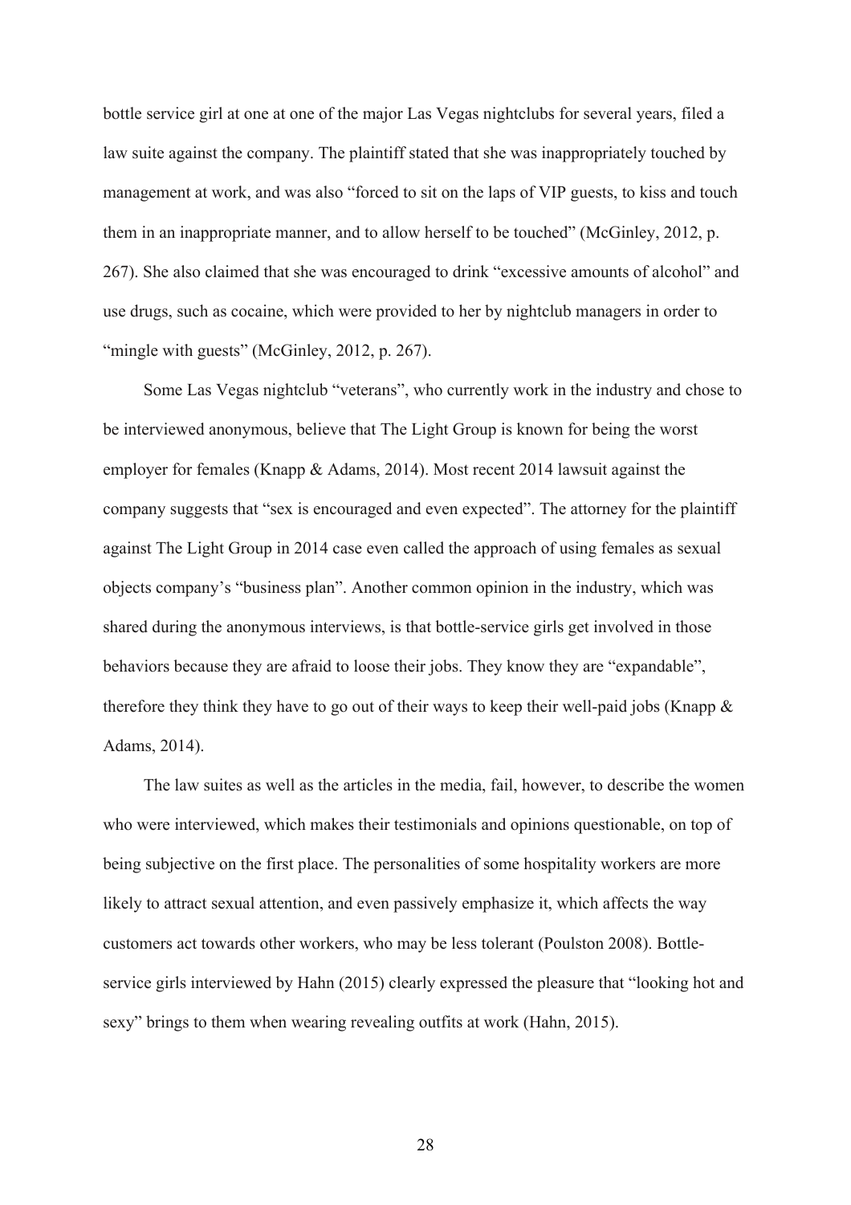bottle service girl at one at one of the major Las Vegas nightclubs for several years, filed a law suite against the company. The plaintiff stated that she was inappropriately touched by management at work, and was also "forced to sit on the laps of VIP guests, to kiss and touch them in an inappropriate manner, and to allow herself to be touched" (McGinley, 2012, p. 267). She also claimed that she was encouraged to drink "excessive amounts of alcohol" and use drugs, such as cocaine, which were provided to her by nightclub managers in order to "mingle with guests" (McGinley, 2012, p. 267).

Some Las Vegas nightclub "veterans", who currently work in the industry and chose to be interviewed anonymous, believe that The Light Group is known for being the worst employer for females (Knapp & Adams, 2014). Most recent 2014 lawsuit against the company suggests that "sex is encouraged and even expected". The attorney for the plaintiff against The Light Group in 2014 case even called the approach of using females as sexual objects company's "business plan". Another common opinion in the industry, which was shared during the anonymous interviews, is that bottle-service girls get involved in those behaviors because they are afraid to loose their jobs. They know they are "expandable", therefore they think they have to go out of their ways to keep their well-paid jobs (Knapp & Adams, 2014).

The law suites as well as the articles in the media, fail, however, to describe the women who were interviewed, which makes their testimonials and opinions questionable, on top of being subjective on the first place. The personalities of some hospitality workers are more likely to attract sexual attention, and even passively emphasize it, which affects the way customers act towards other workers, who may be less tolerant (Poulston 2008). Bottle-service girls interviewed by Hahn (2015) clearly expressed the pleasure that "looking hot and sexy" brings to them when wearing revealing outfits at work (Hahn, 2015).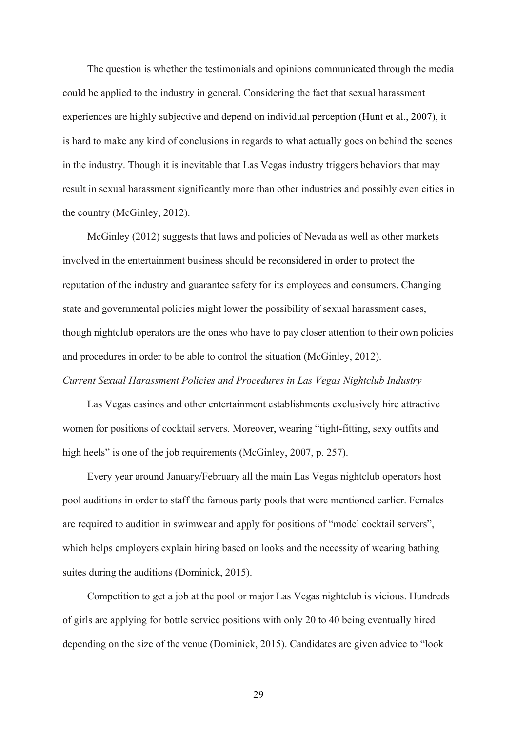The question is whether the testimonials and opinions communicated through the media could be applied to the industry in general. Considering the fact that sexual harassment experiences are highly subjective and depend on individual perception (Hunt et al., 2007), it is hard to make any kind of conclusions in regards to what actually goes on behind the scenes in the industry. Though it is inevitable that Las Vegas industry triggers behaviors that may result in sexual harassment significantly more than other industries and possibly even cities in the country (McGinley, 2012).

McGinley (2012) suggests that laws and policies of Nevada as well as other markets involved in the entertainment business should be reconsidered in order to protect the reputation of the industry and guarantee safety for its employees and consumers. Changing state and governmental policies might lower the possibility of sexual harassment cases, though nightclub operators are the ones who have to pay closer attention to their own policies and procedures in order to be able to control the situation (McGinley, 2012).

*Current Sexual Harassment Policies and Procedures in Las Vegas Nightclub Industry*

Las Vegas casinos and other entertainment establishments exclusively hire attractive women for positions of cocktail servers. Moreover, wearing "tight-fitting, sexy outfits and high heels" is one of the job requirements (McGinley, 2007, p. 257).

Every year around January/February all the main Las Vegas nightclub operators host pool auditions in order to staff the famous party pools that were mentioned earlier. Females are required to audition in swimwear and apply for positions of "model cocktail servers", which helps employers explain hiring based on looks and the necessity of wearing bathing suites during the auditions (Dominick, 2015).

Competition to get a job at the pool or major Las Vegas nightclub is vicious. Hundreds of girls are applying for bottle service positions with only 20 to 40 being eventually hired depending on the size of the venue (Dominick, 2015). Candidates are given advice to "look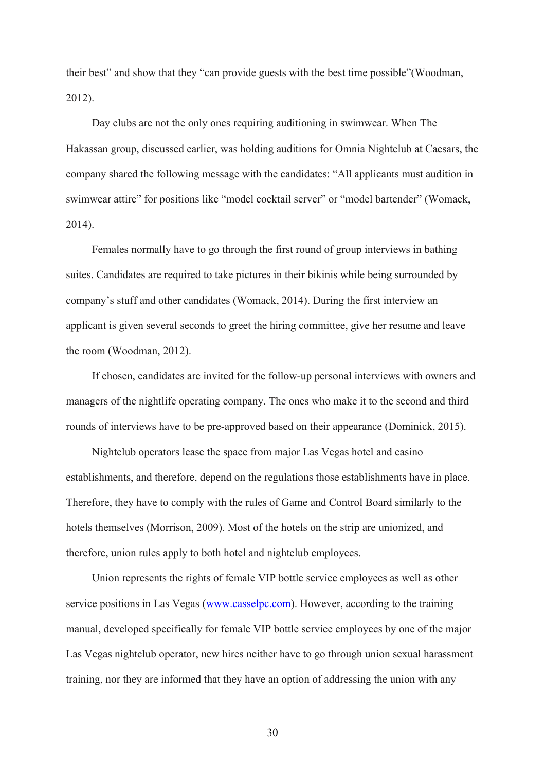their best" and show that they "can provide guests with the best time possible"(Woodman, 2012).

Day clubs are not the only ones requiring auditioning in swimwear. When The Hakassan group, discussed earlier, was holding auditions for Omnia Nightclub at Caesars, the company shared the following message with the candidates: "All applicants must audition in swimwear attire" for positions like "model cocktail server" or "model bartender" (Womack, 2014).

Females normally have to go through the first round of group interviews in bathing suites. Candidates are required to take pictures in their bikinis while being surrounded by company's stuff and other candidates (Womack, 2014). During the first interview an applicant is given several seconds to greet the hiring committee, give her resume and leave the room (Woodman, 2012).

If chosen, candidates are invited for the follow-up personal interviews with owners and managers of the nightlife operating company. The ones who make it to the second and third rounds of interviews have to be pre-approved based on their appearance (Dominick, 2015).

Nightclub operators lease the space from major Las Vegas hotel and casino establishments, and therefore, depend on the regulations those establishments have in place. Therefore, they have to comply with the rules of Game and Control Board similarly to the hotels themselves (Morrison, 2009). Most of the hotels on the strip are unionized, and therefore, union rules apply to both hotel and nightclub employees.

Union represents the rights of female VIP bottle service employees as well as other service positions in Las Vegas (www.casselpc.com). However, according to the training manual, developed specifically for female VIP bottle service employees by one of the major Las Vegas nightclub operator, new hires neither have to go through union sexual harassment training, nor they are informed that they have an option of addressing the union with any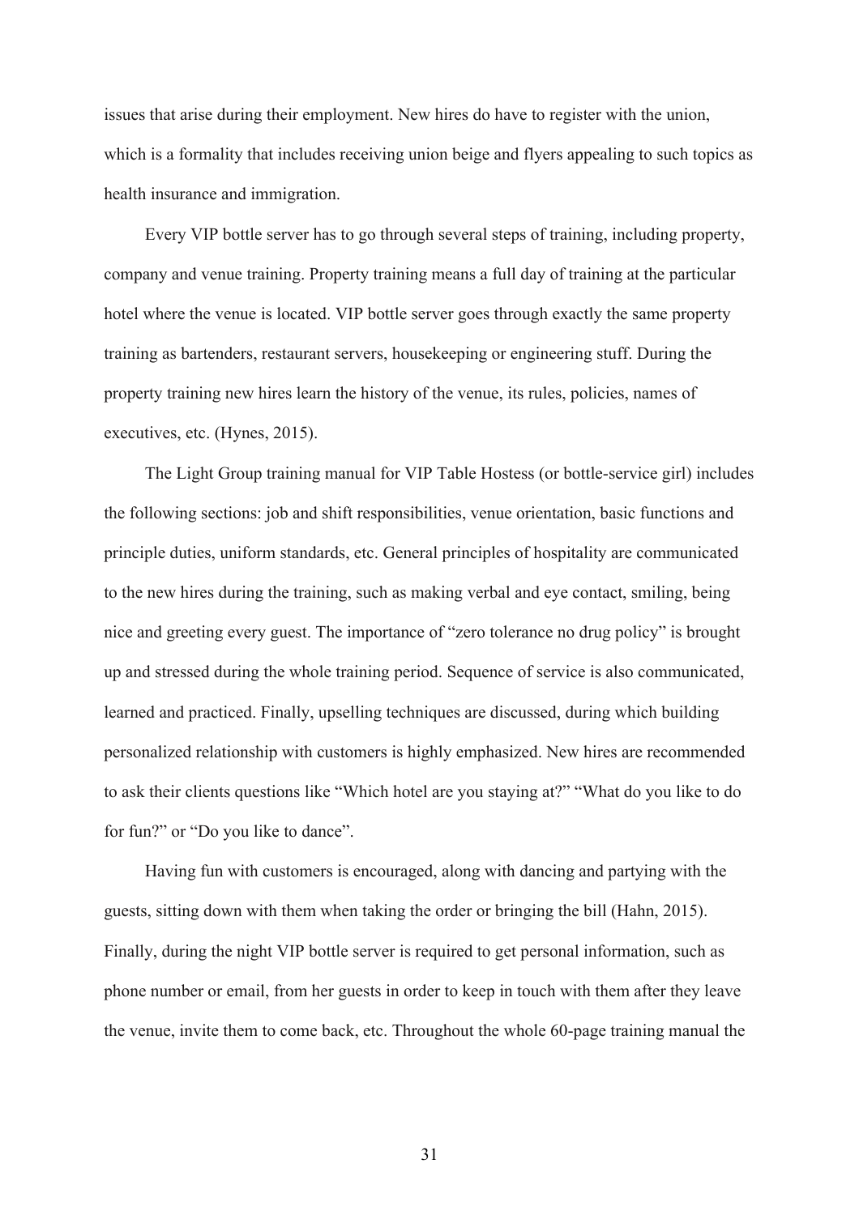issues that arise during their employment. New hires do have to register with the union, which is a formality that includes receiving union beige and flyers appealing to such topics as health insurance and immigration.

Every VIP bottle server has to go through several steps of training, including property, company and venue training. Property training means a full day of training at the particular hotel where the venue is located. VIP bottle server goes through exactly the same property training as bartenders, restaurant servers, housekeeping or engineering stuff. During the property training new hires learn the history of the venue, its rules, policies, names of executives, etc. (Hynes, 2015).

The Light Group training manual for VIP Table Hostess (or bottle-service girl) includes the following sections: job and shift responsibilities, venue orientation, basic functions and principle duties, uniform standards, etc. General principles of hospitality are communicated to the new hires during the training, such as making verbal and eye contact, smiling, being nice and greeting every guest. The importance of "zero tolerance no drug policy" is brought up and stressed during the whole training period. Sequence of service is also communicated, learned and practiced. Finally, upselling techniques are discussed, during which building personalized relationship with customers is highly emphasized. New hires are recommended to ask their clients questions like "Which hotel are you staying at?" "What do you like to do for fun?" or "Do you like to dance".

Having fun with customers is encouraged, along with dancing and partying with the guests, sitting down with them when taking the order or bringing the bill (Hahn, 2015). Finally, during the night VIP bottle server is required to get personal information, such as phone number or email, from her guests in order to keep in touch with them after they leave the venue, invite them to come back, etc. Throughout the whole 60-page training manual the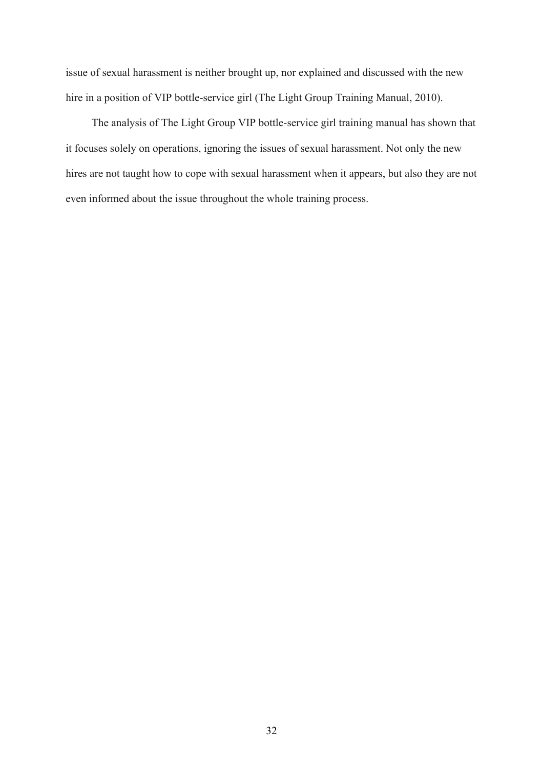issue of sexual harassment is neither brought up, nor explained and discussed with the new hire in a position of VIP bottle-service girl (The Light Group Training Manual, 2010).

The analysis of The Light Group VIP bottle-service girl training manual has shown that it focuses solely on operations, ignoring the issues of sexual harassment. Not only the new hires are not taught how to cope with sexual harassment when it appears, but also they are not even informed about the issue throughout the whole training process.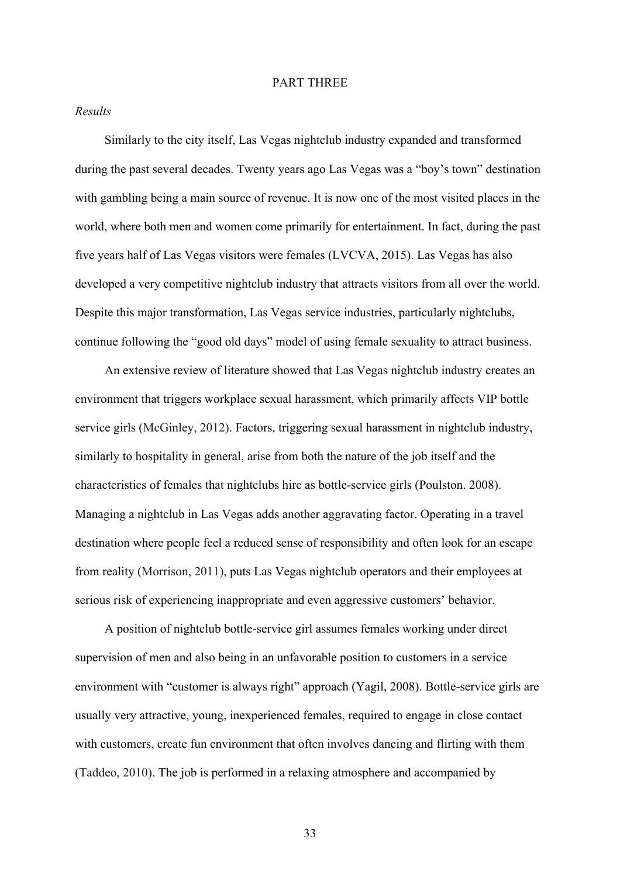# PART THREE

*Results*

Similarly to the city itself, Las Vegas nightclub industry expanded and transformed during the past several decades. Twenty years ago Las Vegas was a "boy's town" destination with gambling being a main source of revenue. It is now one of the most visited places in the world, where both men and women come primarily for entertainment. In fact, during the past five years half of Las Vegas visitors were females (LVCVA, 2015). Las Vegas has also developed a very competitive nightclub industry that attracts visitors from all over the world. Despite this major transformation, Las Vegas service industries, particularly nightclubs, continue following the "good old days" model of using female sexuality to attract business.

An extensive review of literature showed that Las Vegas nightclub industry creates an environment that triggers workplace sexual harassment, which primarily affects VIP bottle service girls (McGinley, 2012). Factors, triggering sexual harassment in nightclub industry, similarly to hospitality in general, arise from both the nature of the job itself and the characteristics of females that nightclubs hire as bottle-service girls (Poulston. 2008). Managing a nightclub in Las Vegas adds another aggravating factor. Operating in a travel destination where people feel a reduced sense of responsibility and often look for an escape from reality (Morrison, 2011), puts Las Vegas nightclub operators and their employees at serious risk of experiencing inappropriate and even aggressive customers' behavior.

A position of nightclub bottle-service girl assumes females working under direct supervision of men and also being in an unfavorable position to customers in a service environment with "customer is always right" approach (Yagil, 2008). Bottle-service girls are usually very attractive, young, inexperienced females, required to engage in close contact with customers, create fun environment that often involves dancing and flirting with them (Taddeo, 2010). The job is performed in a relaxing atmosphere and accompanied by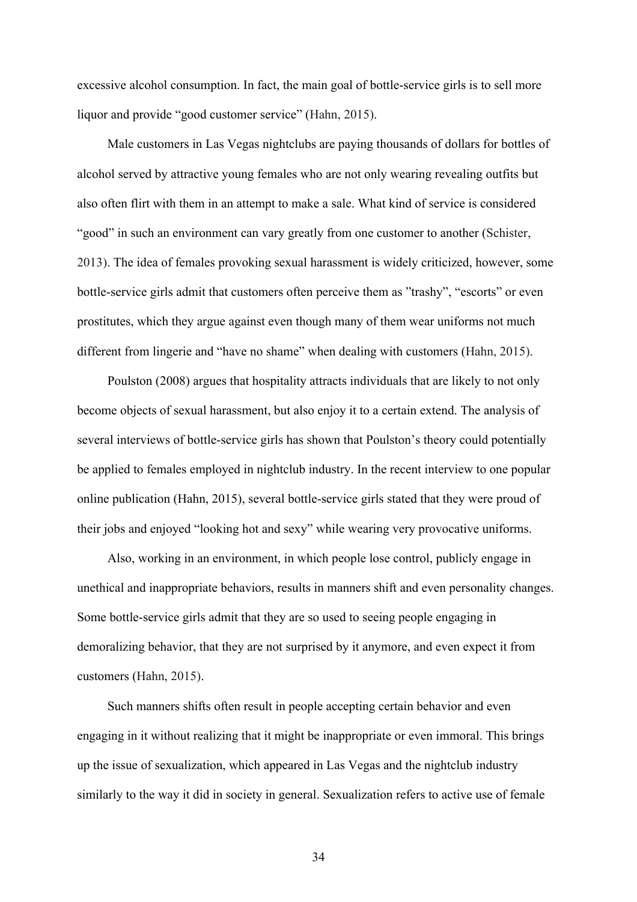excessive alcohol consumption. In fact, the main goal of bottle-service girls is to sell more liquor and provide "good customer service" (Hahn, 2015).

Male customers in Las Vegas nightclubs are paying thousands of dollars for bottles of alcohol served by attractive young females who are not only wearing revealing outfits but also often flirt with them in an attempt to make a sale. What kind of service is considered "good" in such an environment can vary greatly from one customer to another (Schister, 2013). The idea of females provoking sexual harassment is widely criticized, however, some bottle-service girls admit that customers often perceive them as "trashy", "escorts" or even prostitutes, which they argue against even though many of them wear uniforms not much different from lingerie and "have no shame" when dealing with customers (Hahn, 2015).

Poulston (2008) argues that hospitality attracts individuals that are likely to not only become objects of sexual harassment, but also enjoy it to a certain extend. The analysis of several interviews of bottle-service girls has shown that Poulston's theory could potentially be applied to females employed in nightclub industry. In the recent interview to one popular online publication (Hahn, 2015), several bottle-service girls stated that they were proud of their jobs and enjoyed "looking hot and sexy" while wearing very provocative uniforms.

Also, working in an environment, in which people lose control, publicly engage in unethical and inappropriate behaviors, results in manners shift and even personality changes. Some bottle-service girls admit that they are so used to seeing people engaging in demoralizing behavior, that they are not surprised by it anymore, and even expect it from customers (Hahn, 2015).

Such manners shifts often result in people accepting certain behavior and even engaging in it without realizing that it might be inappropriate or even immoral. This brings up the issue of sexualization, which appeared in Las Vegas and the nightclub industry similarly to the way it did in society in general. Sexualization refers to active use of female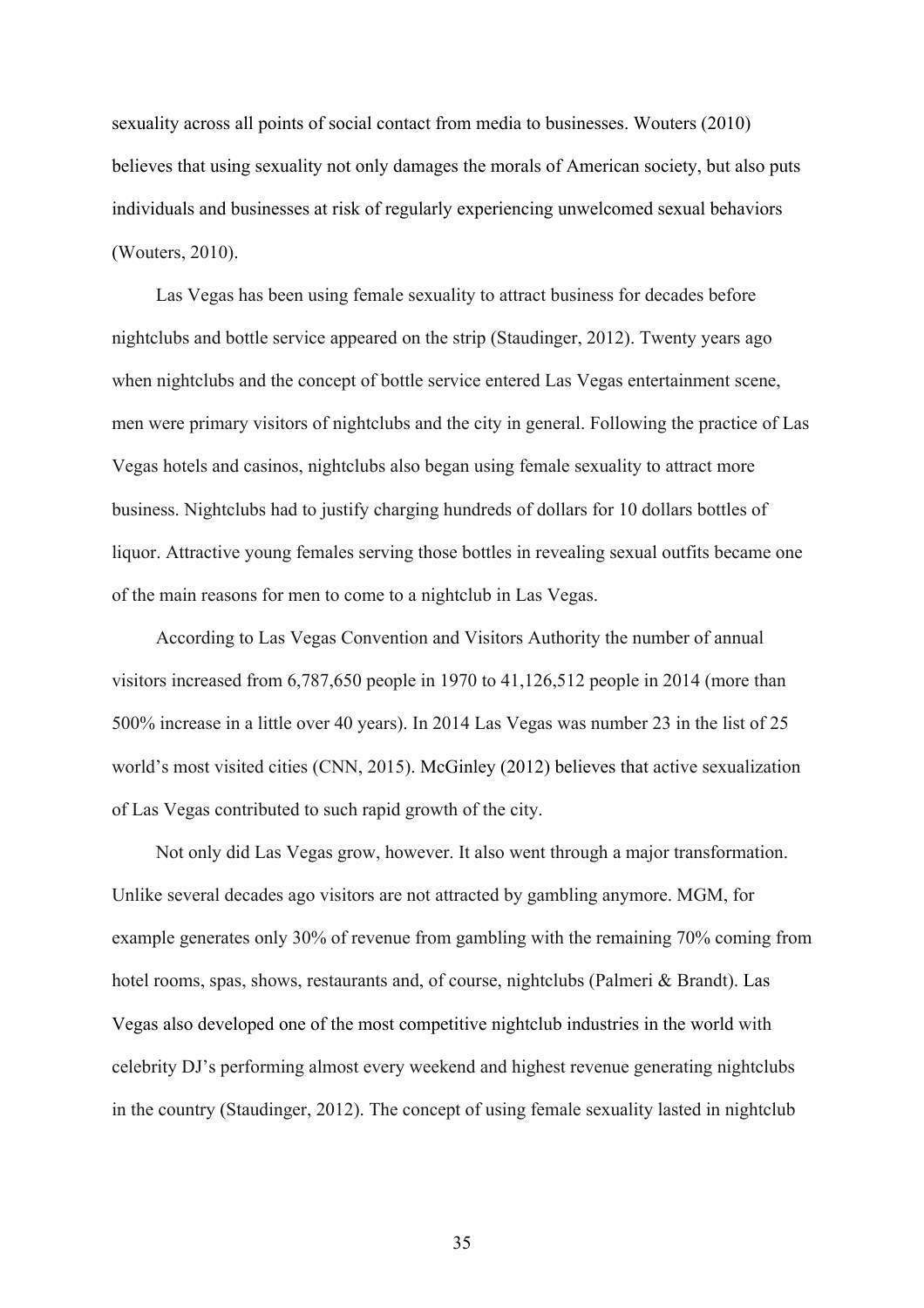sexuality across all points of social contact from media to businesses. Wouters (2010) believes that using sexuality not only damages the morals of American society, but also puts individuals and businesses at risk of regularly experiencing unwelcomed sexual behaviors (Wouters, 2010).

Las Vegas has been using female sexuality to attract business for decades before nightclubs and bottle service appeared on the strip (Staudinger, 2012). Twenty years ago when nightclubs and the concept of bottle service entered Las Vegas entertainment scene, men were primary visitors of nightclubs and the city in general. Following the practice of Las Vegas hotels and casinos, nightclubs also began using female sexuality to attract more business. Nightclubs had to justify charging hundreds of dollars for 10 dollars bottles of liquor. Attractive young females serving those bottles in revealing sexual outfits became one of the main reasons for men to come to a nightclub in Las Vegas.

According to Las Vegas Convention and Visitors Authority the number of annual visitors increased from 6,787,650 people in 1970 to 41,126,512 people in 2014 (more than 500% increase in a little over 40 years). In 2014 Las Vegas was number 23 in the list of 25 world's most visited cities (CNN, 2015). McGinley (2012) believes that active sexualization of Las Vegas contributed to such rapid growth of the city.

Not only did Las Vegas grow, however. It also went through a major transformation. Unlike several decades ago visitors are not attracted by gambling anymore. MGM, for example generates only 30% of revenue from gambling with the remaining 70% coming from hotel rooms, spas, shows, restaurants and, of course, nightclubs (Palmeri & Brandt). Las Vegas also developed one of the most competitive nightclub industries in the world with celebrity DJ's performing almost every weekend and highest revenue generating nightclubs in the country (Staudinger, 2012). The concept of using female sexuality lasted in nightclub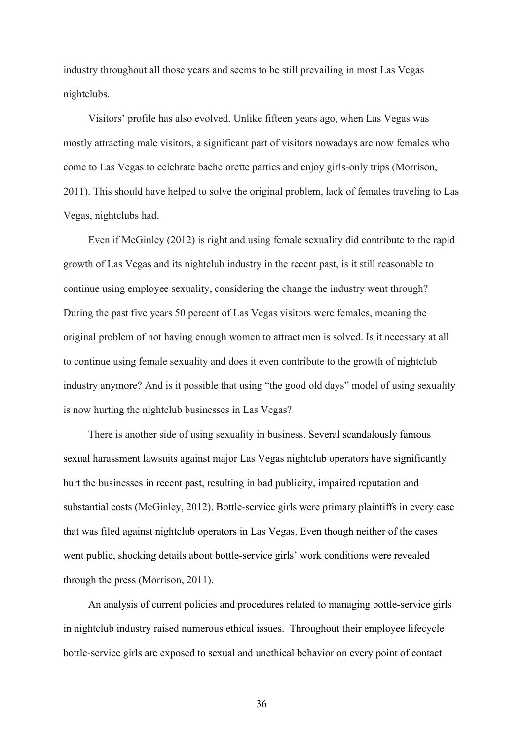industry throughout all those years and seems to be still prevailing in most Las Vegas nightclubs.

Visitors' profile has also evolved. Unlike fifteen years ago, when Las Vegas was mostly attracting male visitors, a significant part of visitors nowadays are now females who come to Las Vegas to celebrate bachelorette parties and enjoy girls-only trips (Morrison, 2011). This should have helped to solve the original problem, lack of females traveling to Las Vegas, nightclubs had.

Even if McGinley (2012) is right and using female sexuality did contribute to the rapid growth of Las Vegas and its nightclub industry in the recent past, is it still reasonable to continue using employee sexuality, considering the change the industry went through? During the past five years 50 percent of Las Vegas visitors were females, meaning the original problem of not having enough women to attract men is solved. Is it necessary at all to continue using female sexuality and does it even contribute to the growth of nightclub industry anymore? And is it possible that using "the good old days" model of using sexuality is now hurting the nightclub businesses in Las Vegas?

There is another side of using sexuality in business. Several scandalously famous sexual harassment lawsuits against major Las Vegas nightclub operators have significantly hurt the businesses in recent past, resulting in bad publicity, impaired reputation and substantial costs (McGinley, 2012). Bottle-service girls were primary plaintiffs in every case that was filed against nightclub operators in Las Vegas. Even though neither of the cases went public, shocking details about bottle-service girls' work conditions were revealed through the press (Morrison, 2011).

An analysis of current policies and procedures related to managing bottle-service girls in nightclub industry raised numerous ethical issues. Throughout their employee lifecycle bottle-service girls are exposed to sexual and unethical behavior on every point of contact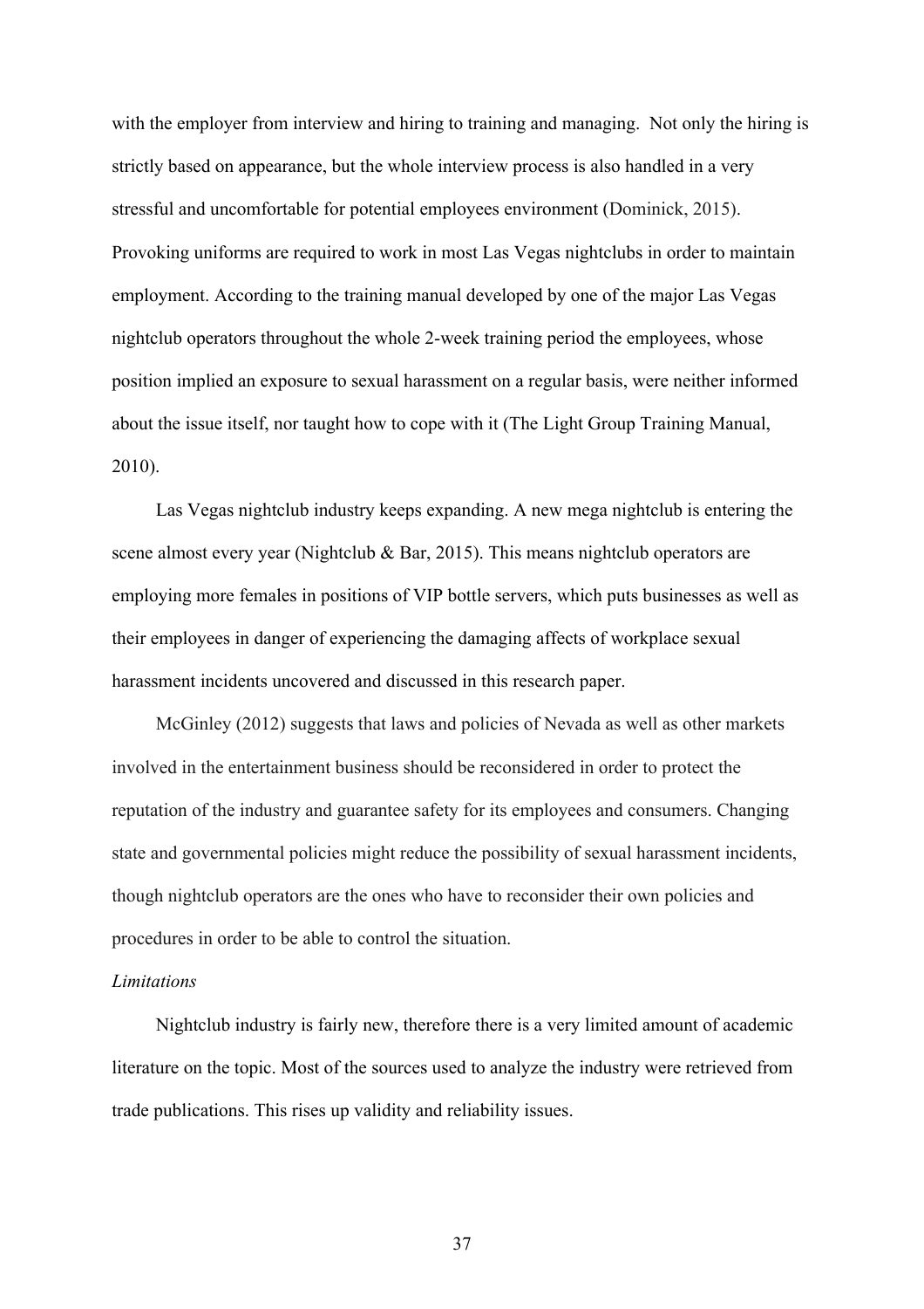with the employer from interview and hiring to training and managing. Not only the hiring is strictly based on appearance, but the whole interview process is also handled in a very stressful and uncomfortable for potential employees environment (Dominick, 2015). Provoking uniforms are required to work in most Las Vegas nightclubs in order to maintain employment. According to the training manual developed by one of the major Las Vegas nightclub operators throughout the whole 2-week training period the employees, whose position implied an exposure to sexual harassment on a regular basis, were neither informed about the issue itself, nor taught how to cope with it (The Light Group Training Manual, 2010).

Las Vegas nightclub industry keeps expanding. A new mega nightclub is entering the scene almost every year (Nightclub & Bar, 2015). This means nightclub operators are employing more females in positions of VIP bottle servers, which puts businesses as well as their employees in danger of experiencing the damaging affects of workplace sexual harassment incidents uncovered and discussed in this research paper.

McGinley (2012) suggests that laws and policies of Nevada as well as other markets involved in the entertainment business should be reconsidered in order to protect the reputation of the industry and guarantee safety for its employees and consumers. Changing state and governmental policies might reduce the possibility of sexual harassment incidents, though nightclub operators are the ones who have to reconsider their own policies and procedures in order to be able to control the situation.

*Limitations*

Nightclub industry is fairly new, therefore there is a very limited amount of academic literature on the topic. Most of the sources used to analyze the industry were retrieved from trade publications. This rises up validity and reliability issues.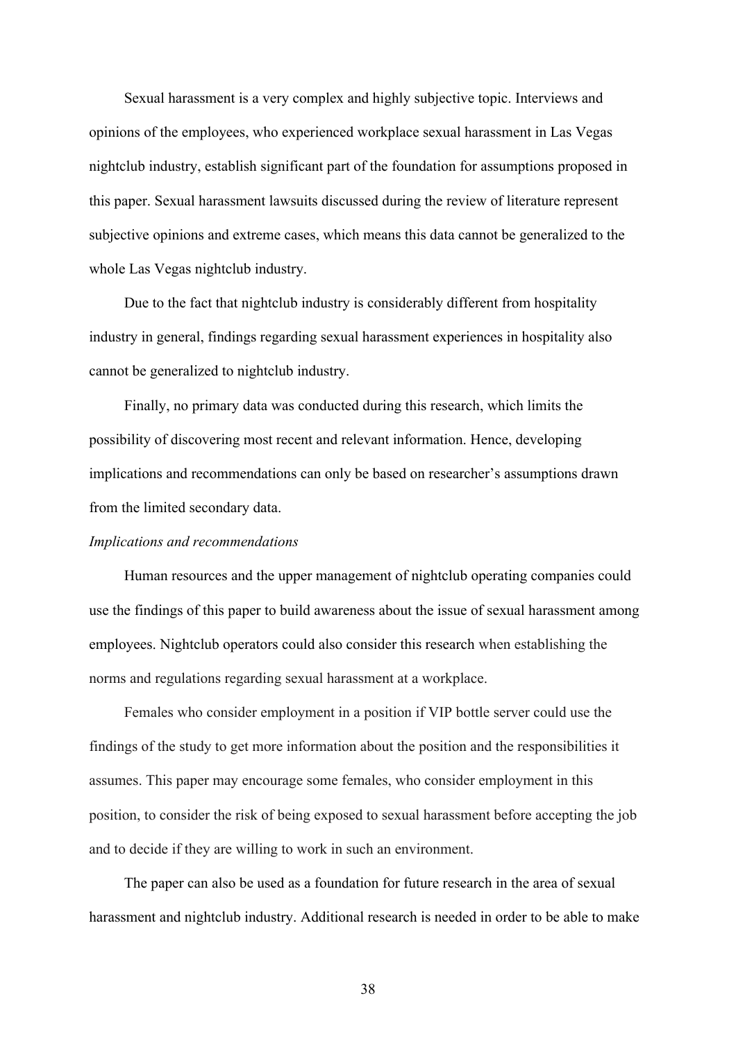Sexual harassment is a very complex and highly subjective topic. Interviews and opinions of the employees, who experienced workplace sexual harassment in Las Vegas nightclub industry, establish significant part of the foundation for assumptions proposed in this paper. Sexual harassment lawsuits discussed during the review of literature represent subjective opinions and extreme cases, which means this data cannot be generalized to the whole Las Vegas nightclub industry.

Due to the fact that nightclub industry is considerably different from hospitality industry in general, findings regarding sexual harassment experiences in hospitality also cannot be generalized to nightclub industry.

Finally, no primary data was conducted during this research, which limits the possibility of discovering most recent and relevant information. Hence, developing implications and recommendations can only be based on researcher's assumptions drawn from the limited secondary data.

*Implications and recommendations*

Human resources and the upper management of nightclub operating companies could use the findings of this paper to build awareness about the issue of sexual harassment among employees. Nightclub operators could also consider this research when establishing the norms and regulations regarding sexual harassment at a workplace.

Females who consider employment in a position if VIP bottle server could use the findings of the study to get more information about the position and the responsibilities it assumes. This paper may encourage some females, who consider employment in this position, to consider the risk of being exposed to sexual harassment before accepting the job and to decide if they are willing to work in such an environment.

The paper can also be used as a foundation for future research in the area of sexual harassment and nightclub industry. Additional research is needed in order to be able to make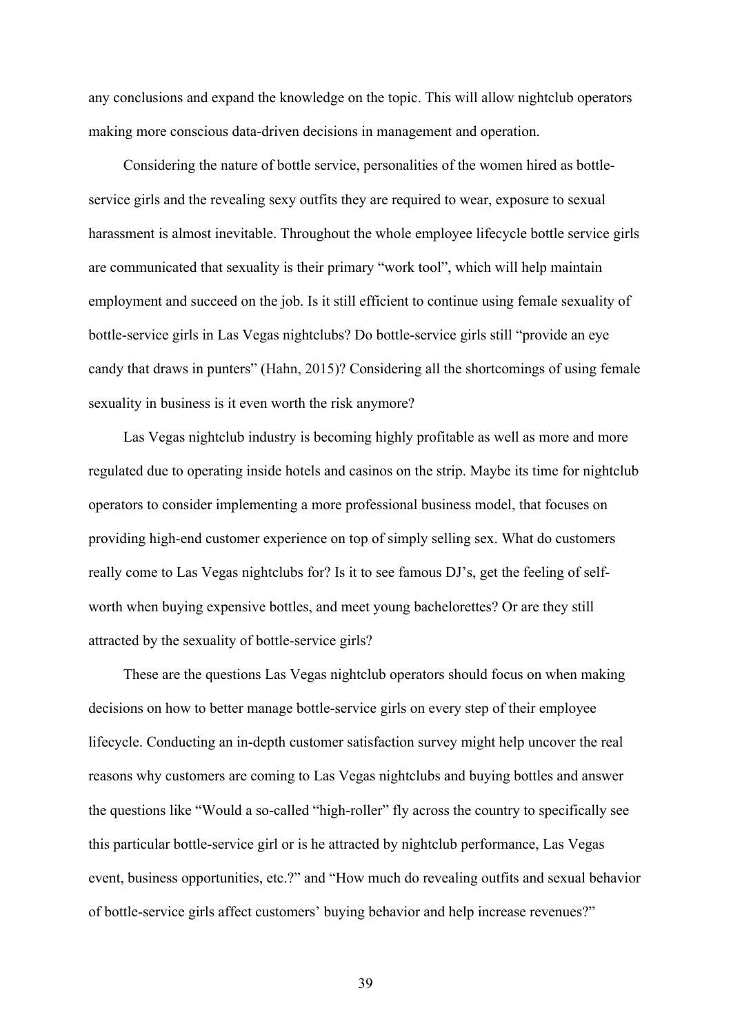any conclusions and expand the knowledge on the topic. This will allow nightclub operators making more conscious data-driven decisions in management and operation.

Considering the nature of bottle service, personalities of the women hired as bottle-service girls and the revealing sexy outfits they are required to wear, exposure to sexual harassment is almost inevitable. Throughout the whole employee lifecycle bottle service girls are communicated that sexuality is their primary "work tool", which will help maintain employment and succeed on the job. Is it still efficient to continue using female sexuality of bottle-service girls in Las Vegas nightclubs? Do bottle-service girls still "provide an eye candy that draws in punters" (Hahn, 2015)? Considering all the shortcomings of using female sexuality in business is it even worth the risk anymore?

Las Vegas nightclub industry is becoming highly profitable as well as more and more regulated due to operating inside hotels and casinos on the strip. Maybe its time for nightclub operators to consider implementing a more professional business model, that focuses on providing high-end customer experience on top of simply selling sex. What do customers really come to Las Vegas nightclubs for? Is it to see famous DJ's, get the feeling of self-worth when buying expensive bottles, and meet young bachelorettes? Or are they still attracted by the sexuality of bottle-service girls?

These are the questions Las Vegas nightclub operators should focus on when making decisions on how to better manage bottle-service girls on every step of their employee lifecycle. Conducting an in-depth customer satisfaction survey might help uncover the real reasons why customers are coming to Las Vegas nightclubs and buying bottles and answer the questions like "Would a so-called "high-roller" fly across the country to specifically see this particular bottle-service girl or is he attracted by nightclub performance, Las Vegas event, business opportunities, etc.?" and "How much do revealing outfits and sexual behavior of bottle-service girls affect customers' buying behavior and help increase revenues?"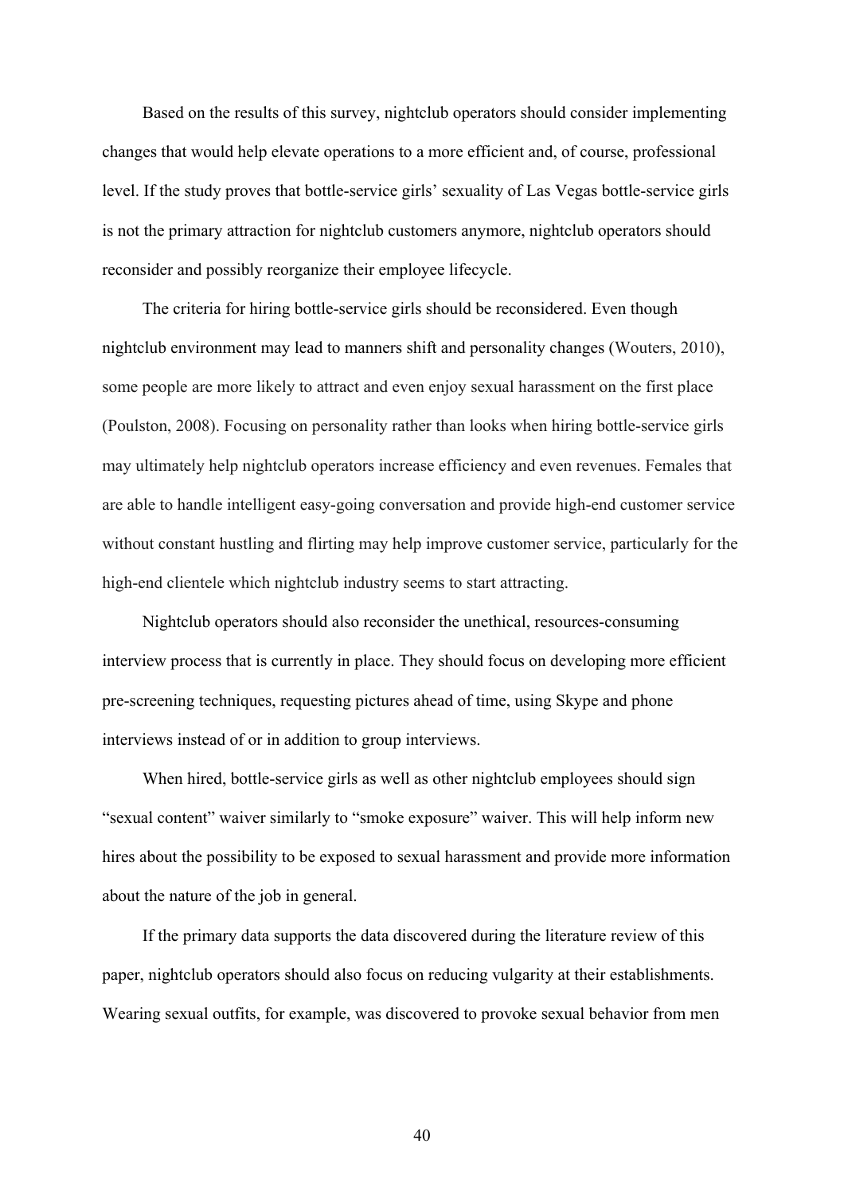Based on the results of this survey, nightclub operators should consider implementing changes that would help elevate operations to a more efficient and, of course, professional level. If the study proves that bottle-service girls' sexuality of Las Vegas bottle-service girls is not the primary attraction for nightclub customers anymore, nightclub operators should reconsider and possibly reorganize their employee lifecycle.

The criteria for hiring bottle-service girls should be reconsidered. Even though nightclub environment may lead to manners shift and personality changes (Wouters, 2010), some people are more likely to attract and even enjoy sexual harassment on the first place (Poulston, 2008). Focusing on personality rather than looks when hiring bottle-service girls may ultimately help nightclub operators increase efficiency and even revenues. Females that are able to handle intelligent easy-going conversation and provide high-end customer service without constant hustling and flirting may help improve customer service, particularly for the high-end clientele which nightclub industry seems to start attracting.

Nightclub operators should also reconsider the unethical, resources-consuming interview process that is currently in place. They should focus on developing more efficient pre-screening techniques, requesting pictures ahead of time, using Skype and phone interviews instead of or in addition to group interviews.

When hired, bottle-service girls as well as other nightclub employees should sign "sexual content" waiver similarly to "smoke exposure" waiver. This will help inform new hires about the possibility to be exposed to sexual harassment and provide more information about the nature of the job in general.

If the primary data supports the data discovered during the literature review of this paper, nightclub operators should also focus on reducing vulgarity at their establishments. Wearing sexual outfits, for example, was discovered to provoke sexual behavior from men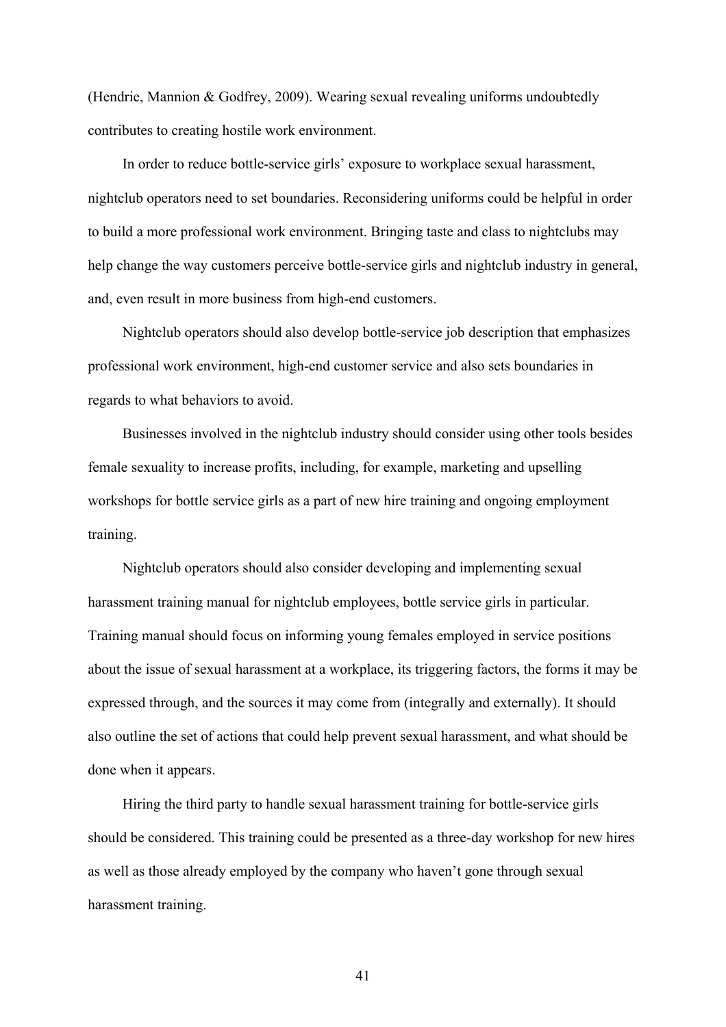(Hendrie, Mannion & Godfrey, 2009). Wearing sexual revealing uniforms undoubtedly contributes to creating hostile work environment.

In order to reduce bottle-service girls' exposure to workplace sexual harassment, nightclub operators need to set boundaries. Reconsidering uniforms could be helpful in order to build a more professional work environment. Bringing taste and class to nightclubs may help change the way customers perceive bottle-service girls and nightclub industry in general, and, even result in more business from high-end customers.

Nightclub operators should also develop bottle-service job description that emphasizes professional work environment, high-end customer service and also sets boundaries in regards to what behaviors to avoid.

Businesses involved in the nightclub industry should consider using other tools besides female sexuality to increase profits, including, for example, marketing and upselling workshops for bottle service girls as a part of new hire training and ongoing employment training.

Nightclub operators should also consider developing and implementing sexual harassment training manual for nightclub employees, bottle service girls in particular. Training manual should focus on informing young females employed in service positions about the issue of sexual harassment at a workplace, its triggering factors, the forms it may be expressed through, and the sources it may come from (integrally and externally). It should also outline the set of actions that could help prevent sexual harassment, and what should be done when it appears.

Hiring the third party to handle sexual harassment training for bottle-service girls should be considered. This training could be presented as a three-day workshop for new hires as well as those already employed by the company who haven't gone through sexual harassment training.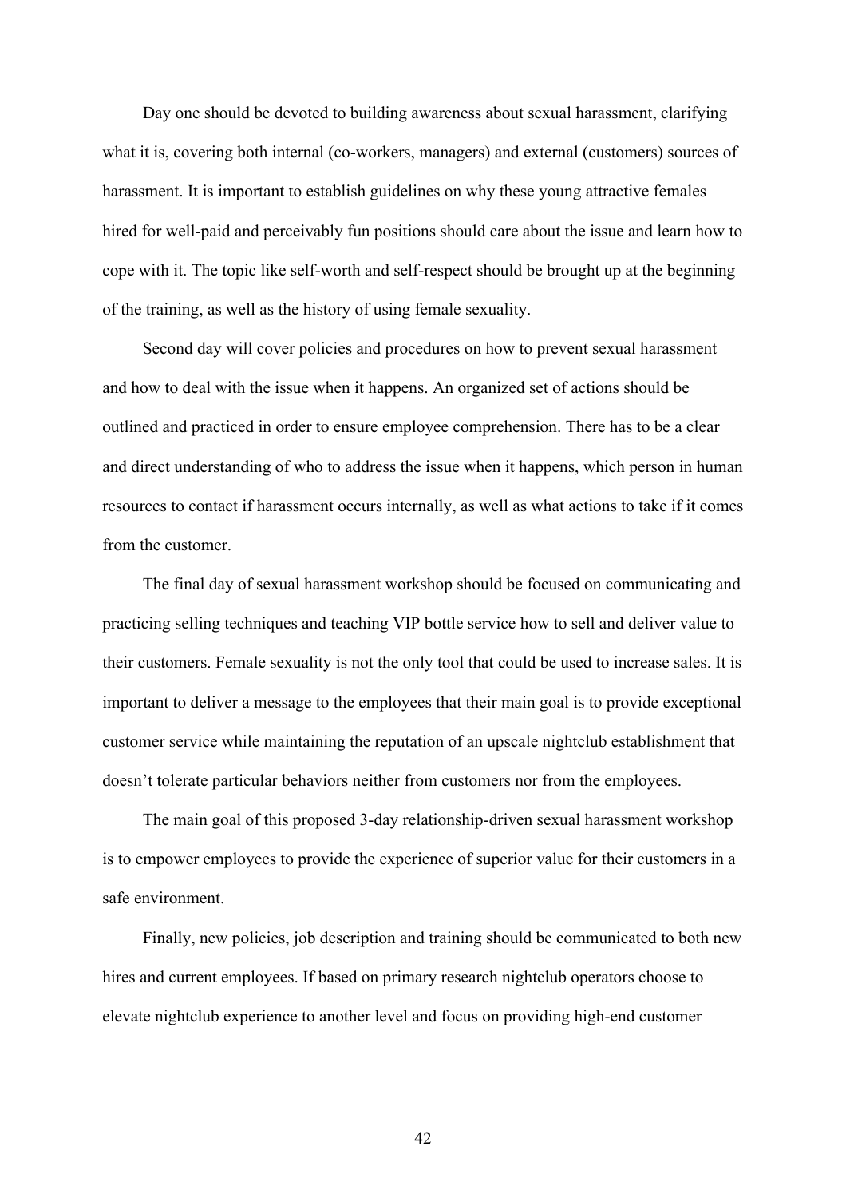Day one should be devoted to building awareness about sexual harassment, clarifying what it is, covering both internal (co-workers, managers) and external (customers) sources of harassment. It is important to establish guidelines on why these young attractive females hired for well-paid and perceivably fun positions should care about the issue and learn how to cope with it. The topic like self-worth and self-respect should be brought up at the beginning of the training, as well as the history of using female sexuality.

Second day will cover policies and procedures on how to prevent sexual harassment and how to deal with the issue when it happens. An organized set of actions should be outlined and practiced in order to ensure employee comprehension. There has to be a clear and direct understanding of who to address the issue when it happens, which person in human resources to contact if harassment occurs internally, as well as what actions to take if it comes from the customer.

The final day of sexual harassment workshop should be focused on communicating and practicing selling techniques and teaching VIP bottle service how to sell and deliver value to their customers. Female sexuality is not the only tool that could be used to increase sales. It is important to deliver a message to the employees that their main goal is to provide exceptional customer service while maintaining the reputation of an upscale nightclub establishment that doesn't tolerate particular behaviors neither from customers nor from the employees.

The main goal of this proposed 3-day relationship-driven sexual harassment workshop is to empower employees to provide the experience of superior value for their customers in a safe environment.

Finally, new policies, job description and training should be communicated to both new hires and current employees. If based on primary research nightclub operators choose to elevate nightclub experience to another level and focus on providing high-end customer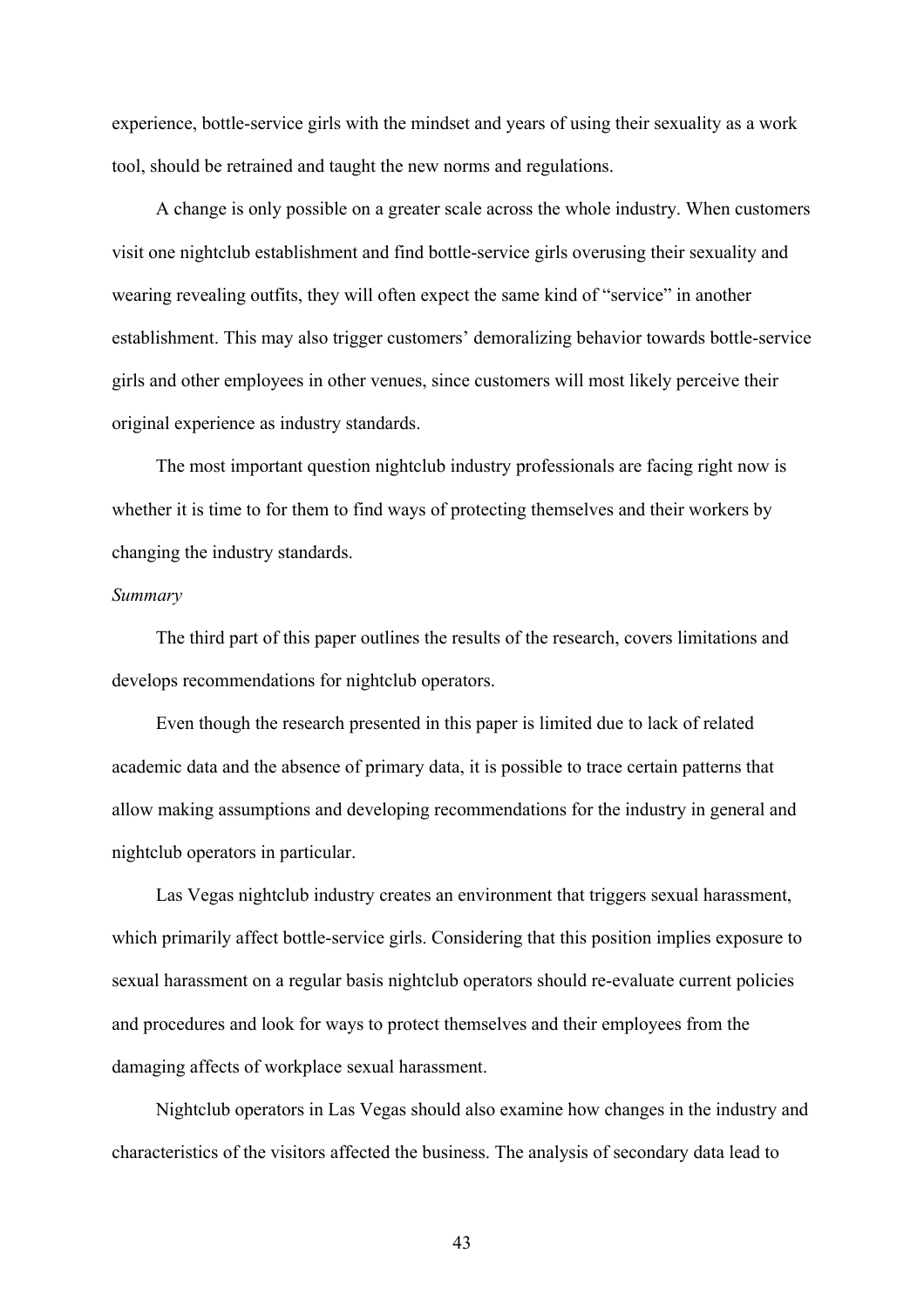experience, bottle-service girls with the mindset and years of using their sexuality as a work tool, should be retrained and taught the new norms and regulations.

A change is only possible on a greater scale across the whole industry. When customers visit one nightclub establishment and find bottle-service girls overusing their sexuality and wearing revealing outfits, they will often expect the same kind of "service" in another establishment. This may also trigger customers' demoralizing behavior towards bottle-service girls and other employees in other venues, since customers will most likely perceive their original experience as industry standards.

The most important question nightclub industry professionals are facing right now is whether it is time to for them to find ways of protecting themselves and their workers by changing the industry standards.

*Summary*

The third part of this paper outlines the results of the research, covers limitations and develops recommendations for nightclub operators.

Even though the research presented in this paper is limited due to lack of related academic data and the absence of primary data, it is possible to trace certain patterns that allow making assumptions and developing recommendations for the industry in general and nightclub operators in particular.

Las Vegas nightclub industry creates an environment that triggers sexual harassment, which primarily affect bottle-service girls. Considering that this position implies exposure to sexual harassment on a regular basis nightclub operators should re-evaluate current policies and procedures and look for ways to protect themselves and their employees from the damaging affects of workplace sexual harassment.

Nightclub operators in Las Vegas should also examine how changes in the industry and characteristics of the visitors affected the business. The analysis of secondary data lead to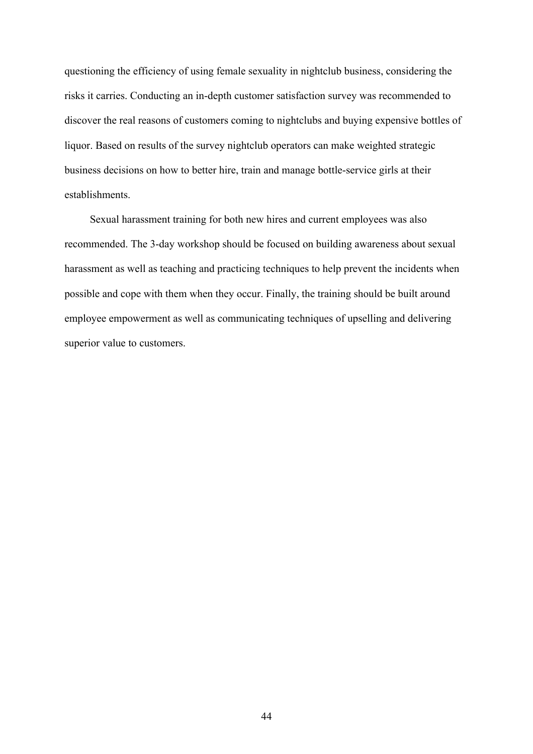questioning the efficiency of using female sexuality in nightclub business, considering the risks it carries. Conducting an in-depth customer satisfaction survey was recommended to discover the real reasons of customers coming to nightclubs and buying expensive bottles of liquor. Based on results of the survey nightclub operators can make weighted strategic business decisions on how to better hire, train and manage bottle-service girls at their establishments.

Sexual harassment training for both new hires and current employees was also recommended. The 3-day workshop should be focused on building awareness about sexual harassment as well as teaching and practicing techniques to help prevent the incidents when possible and cope with them when they occur. Finally, the training should be built around employee empowerment as well as communicating techniques of upselling and delivering superior value to customers.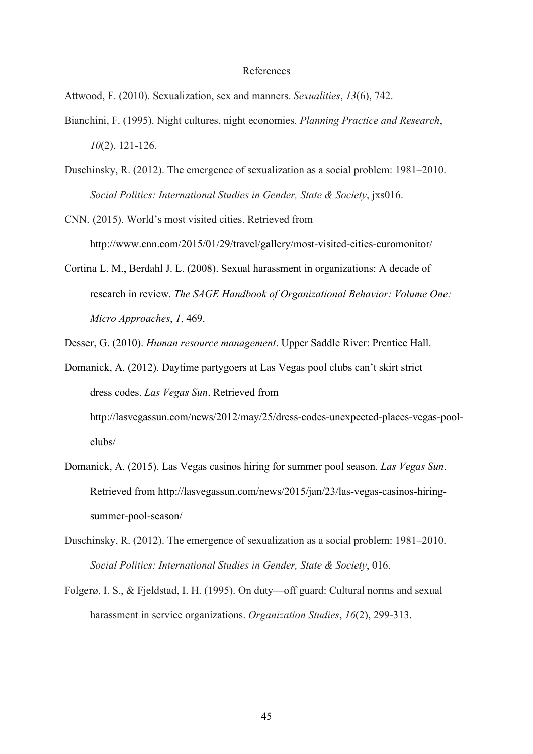# References

Attwood, F. (2010). Sexualization, sex and manners. *Sexualities*, *13*(6), 742.

Bianchini, F. (1995). Night cultures, night economies. *Planning Practice and Research*, *10*(2), 121-126.

Duschinsky, R. (2012). The emergence of sexualization as a social problem: 1981–2010. *Social Politics: International Studies in Gender, State & Society*, jxs016.

CNN. (2015). World's most visited cities. Retrieved from http://www.cnn.com/2015/01/29/travel/gallery/most-visited-cities-euromonitor/

Cortina L. M., Berdahl J. L. (2008). Sexual harassment in organizations: A decade of research in review. *The SAGE Handbook of Organizational Behavior: Volume One: Micro Approaches*, *1*, 469.

Desser, G. (2010). *Human resource management*. Upper Saddle River: Prentice Hall.

Domanick, A. (2012). Daytime partygoers at Las Vegas pool clubs can't skirt strict dress codes. *Las Vegas Sun*. Retrieved from http://lasvegassun.com/news/2012/may/25/dress-codes-unexpected-places-vegas-pool-clubs/

Domanick, A. (2015). Las Vegas casinos hiring for summer pool season. *Las Vegas Sun*. Retrieved from http://lasvegassun.com/news/2015/jan/23/las-vegas-casinos-hiring-summer-pool-season/

Duschinsky, R. (2012). The emergence of sexualization as a social problem: 1981–2010. *Social Politics: International Studies in Gender, State & Society*, 016.

Folgerø, I. S., & Fjeldstad, I. H. (1995). On duty—off guard: Cultural norms and sexual harassment in service organizations. *Organization Studies*, *16*(2), 299-313.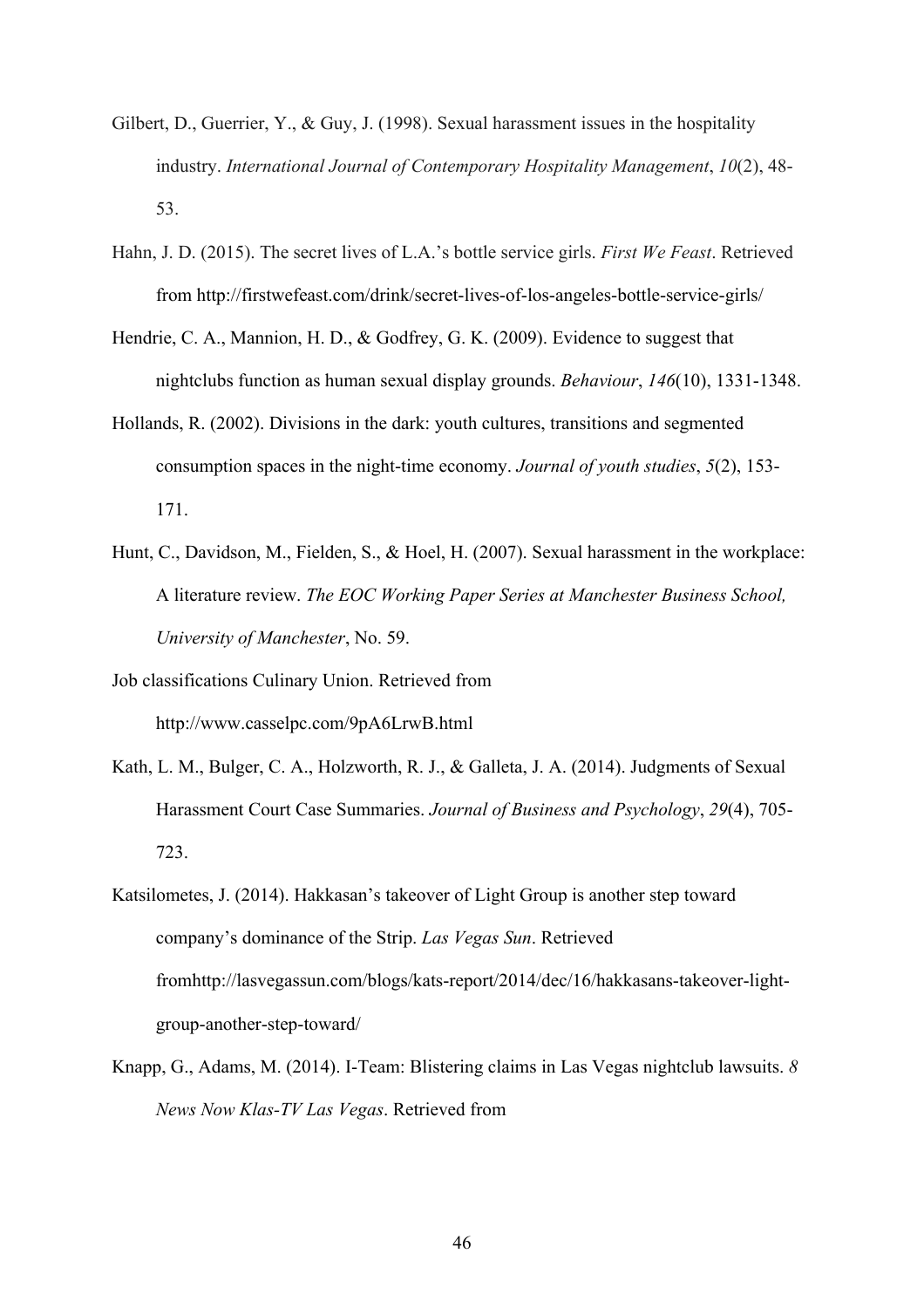Gilbert, D., Guerrier, Y., & Guy, J. (1998). Sexual harassment issues in the hospitality industry. *International Journal of Contemporary Hospitality Management*, *10*(2), 48-53.

Hahn, J. D. (2015). The secret lives of L.A.'s bottle service girls. *First We Feast*. Retrieved from http://firstwefeast.com/drink/secret-lives-of-los-angeles-bottle-service-girls/

Hendrie, C. A., Mannion, H. D., & Godfrey, G. K. (2009). Evidence to suggest that nightclubs function as human sexual display grounds. *Behaviour*, *146*(10), 1331-1348.

Hollands, R. (2002). Divisions in the dark: youth cultures, transitions and segmented consumption spaces in the night-time economy. *Journal of youth studies*, *5*(2), 153-171.

Hunt, C., Davidson, M., Fielden, S., & Hoel, H. (2007). Sexual harassment in the workplace: A literature review. *The EOC Working Paper Series at Manchester Business School, University of Manchester*, No. 59.

Job classifications Culinary Union. Retrieved from http://www.casselpc.com/9pA6LrwB.html

Kath, L. M., Bulger, C. A., Holzworth, R. J., & Galleta, J. A. (2014). Judgments of Sexual Harassment Court Case Summaries. *Journal of Business and Psychology*, *29*(4), 705-723.

Katsilometes, J. (2014). Hakkasan's takeover of Light Group is another step toward company's dominance of the Strip. *Las Vegas Sun*. Retrieved fromhttp://lasvegassun.com/blogs/kats-report/2014/dec/16/hakkasans-takeover-light-group-another-step-toward/

Knapp, G., Adams, M. (2014). I-Team: Blistering claims in Las Vegas nightclub lawsuits. *8 News Now Klas-TV Las Vegas*. Retrieved from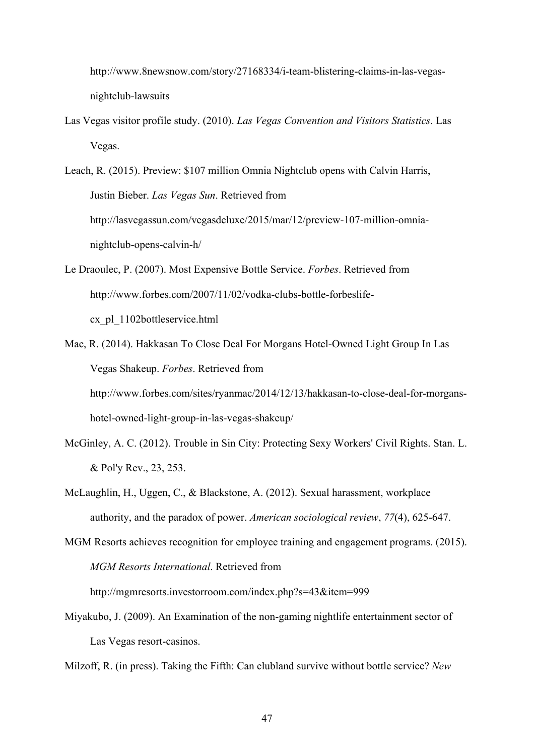http://www.8newsnow.com/story/27168334/i-team-blistering-claims-in-las-vegas-nightclub-lawsuits

Las Vegas visitor profile study. (2010). *Las Vegas Convention and Visitors Statistics*. Las Vegas.

Leach, R. (2015). Preview: $107 million Omnia Nightclub opens with Calvin Harris, Justin Bieber. *Las Vegas Sun*. Retrieved from http://lasvegassun.com/vegasdeluxe/2015/mar/12/preview-107-million-omnia-nightclub-opens-calvin-h/

Le Draoulec, P. (2007). Most Expensive Bottle Service. *Forbes*. Retrieved from http://www.forbes.com/2007/11/02/vodka-clubs-bottle-forbeslife-cx_pl_1102bottleservice.html

Mac, R. (2014). Hakkasan To Close Deal For Morgans Hotel-Owned Light Group In Las Vegas Shakeup. *Forbes*. Retrieved from http://www.forbes.com/sites/ryanmac/2014/12/13/hakkasan-to-close-deal-for-morgans-hotel-owned-light-group-in-las-vegas-shakeup/

McGinley, A. C. (2012). Trouble in Sin City: Protecting Sexy Workers' Civil Rights. Stan. L. & Pol'y Rev., 23, 253.

McLaughlin, H., Uggen, C., & Blackstone, A. (2012). Sexual harassment, workplace authority, and the paradox of power. *American sociological review*, *77*(4), 625-647.

MGM Resorts achieves recognition for employee training and engagement programs. (2015). *MGM Resorts International*. Retrieved from http://mgmresorts.investorroom.com/index.php?s=43&item=999

Miyakubo, J. (2009). An Examination of the non-gaming nightlife entertainment sector of Las Vegas resort-casinos.

Milzoff, R. (in press). Taking the Fifth: Can clubland survive without bottle service? *New*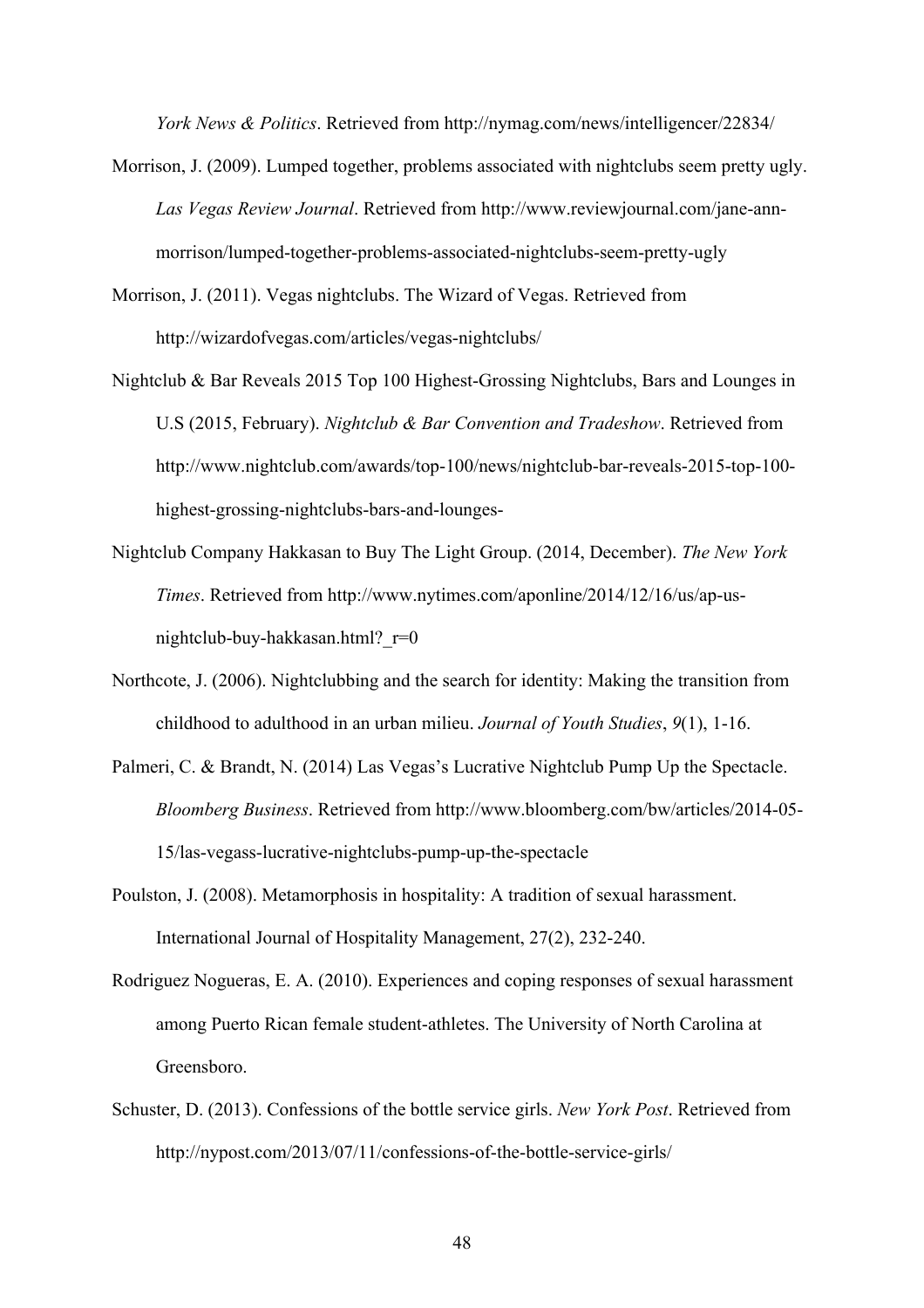*York News & Politics*. Retrieved from http://nymag.com/news/intelligencer/22834/

Morrison, J. (2009). Lumped together, problems associated with nightclubs seem pretty ugly. *Las Vegas Review Journal*. Retrieved from http://www.reviewjournal.com/jane-ann-morrison/lumped-together-problems-associated-nightclubs-seem-pretty-ugly

Morrison, J. (2011). Vegas nightclubs. The Wizard of Vegas. Retrieved from http://wizardofvegas.com/articles/vegas-nightclubs/

Nightclub & Bar Reveals 2015 Top 100 Highest-Grossing Nightclubs, Bars and Lounges in U.S (2015, February). *Nightclub & Bar Convention and Tradeshow*. Retrieved from http://www.nightclub.com/awards/top-100/news/nightclub-bar-reveals-2015-top-100-highest-grossing-nightclubs-bars-and-lounges-

Nightclub Company Hakkasan to Buy The Light Group. (2014, December). *The New York Times*. Retrieved from http://www.nytimes.com/aponline/2014/12/16/us/ap-us-nightclub-buy-hakkasan.html?_r=0

Northcote, J. (2006). Nightclubbing and the search for identity: Making the transition from childhood to adulthood in an urban milieu. *Journal of Youth Studies*, *9*(1), 1-16.

Palmeri, C. & Brandt, N. (2014) Las Vegas's Lucrative Nightclub Pump Up the Spectacle. *Bloomberg Business*. Retrieved from http://www.bloomberg.com/bw/articles/2014-05-15/las-vegass-lucrative-nightclubs-pump-up-the-spectacle

Poulston, J. (2008). Metamorphosis in hospitality: A tradition of sexual harassment. International Journal of Hospitality Management, 27(2), 232-240.

Rodriguez Nogueras, E. A. (2010). Experiences and coping responses of sexual harassment among Puerto Rican female student-athletes. The University of North Carolina at Greensboro.

Schuster, D. (2013). Confessions of the bottle service girls. *New York Post*. Retrieved from http://nypost.com/2013/07/11/confessions-of-the-bottle-service-girls/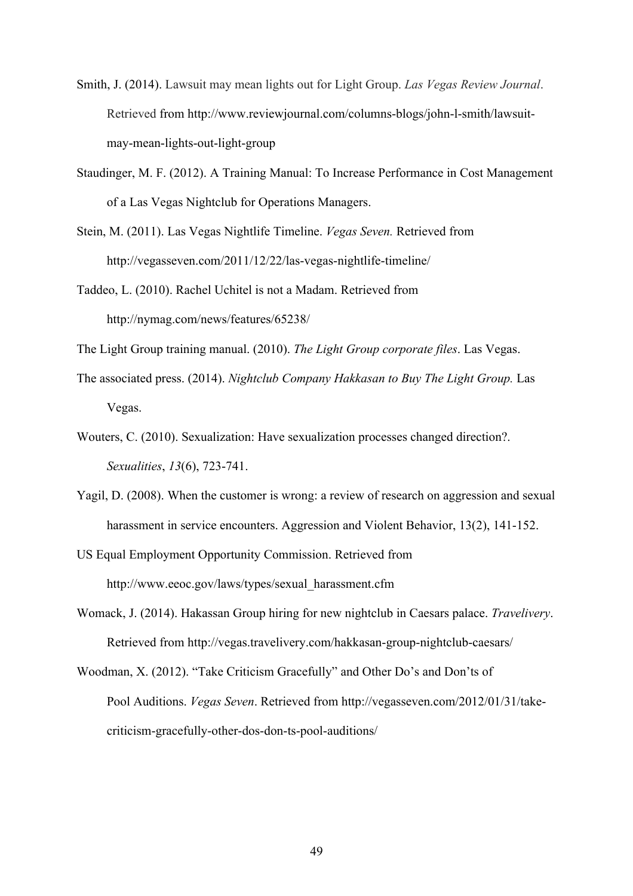Smith, J. (2014). Lawsuit may mean lights out for Light Group. *Las Vegas Review Journal*. Retrieved from http://www.reviewjournal.com/columns-blogs/john-l-smith/lawsuit-may-mean-lights-out-light-group

Staudinger, M. F. (2012). A Training Manual: To Increase Performance in Cost Management of a Las Vegas Nightclub for Operations Managers.

Stein, M. (2011). Las Vegas Nightlife Timeline. *Vegas Seven.* Retrieved from http://vegasseven.com/2011/12/22/las-vegas-nightlife-timeline/

Taddeo, L. (2010). Rachel Uchitel is not a Madam. Retrieved from http://nymag.com/news/features/65238/

The Light Group training manual. (2010). *The Light Group corporate files*. Las Vegas.

The associated press. (2014). *Nightclub Company Hakkasan to Buy The Light Group.* Las Vegas.

Wouters, C. (2010). Sexualization: Have sexualization processes changed direction?. *Sexualities*, *13*(6), 723-741.

Yagil, D. (2008). When the customer is wrong: a review of research on aggression and sexual harassment in service encounters. Aggression and Violent Behavior, 13(2), 141-152.

US Equal Employment Opportunity Commission. Retrieved from http://www.eeoc.gov/laws/types/sexual_harassment.cfm

Womack, J. (2014). Hakassan Group hiring for new nightclub in Caesars palace. *Travelivery*. Retrieved from http://vegas.travelivery.com/hakkasan-group-nightclub-caesars/

Woodman, X. (2012). "Take Criticism Gracefully" and Other Do's and Don'ts of Pool Auditions. *Vegas Seven*. Retrieved from http://vegasseven.com/2012/01/31/take-criticism-gracefully-other-dos-don-ts-pool-auditions/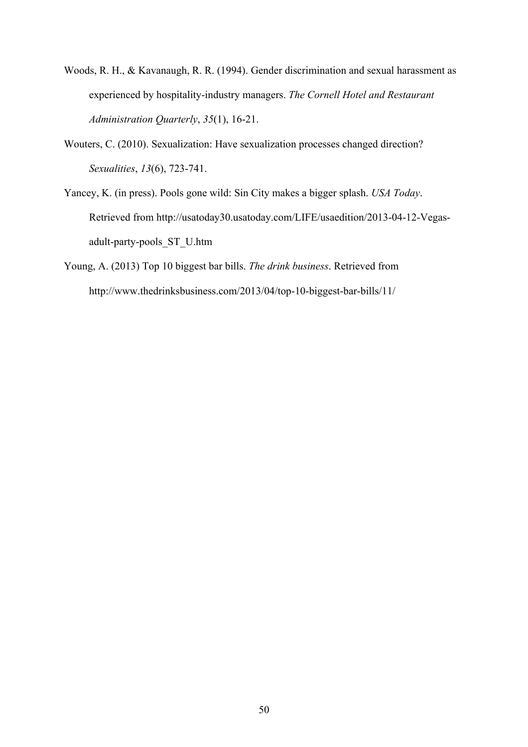Woods, R. H., & Kavanaugh, R. R. (1994). Gender discrimination and sexual harassment as experienced by hospitality-industry managers. *The Cornell Hotel and Restaurant Administration Quarterly*, *35*(1), 16-21.

Wouters, C. (2010). Sexualization: Have sexualization processes changed direction? *Sexualities*, *13*(6), 723-741.

Yancey, K. (in press). Pools gone wild: Sin City makes a bigger splash. *USA Today*. Retrieved from http://usatoday30.usatoday.com/LIFE/usaedition/2013-04-12-Vegas-adult-party-pools_ST_U.htm

Young, A. (2013) Top 10 biggest bar bills. *The drink business*. Retrieved from http://www.thedrinksbusiness.com/2013/04/top-10-biggest-bar-bills/11/